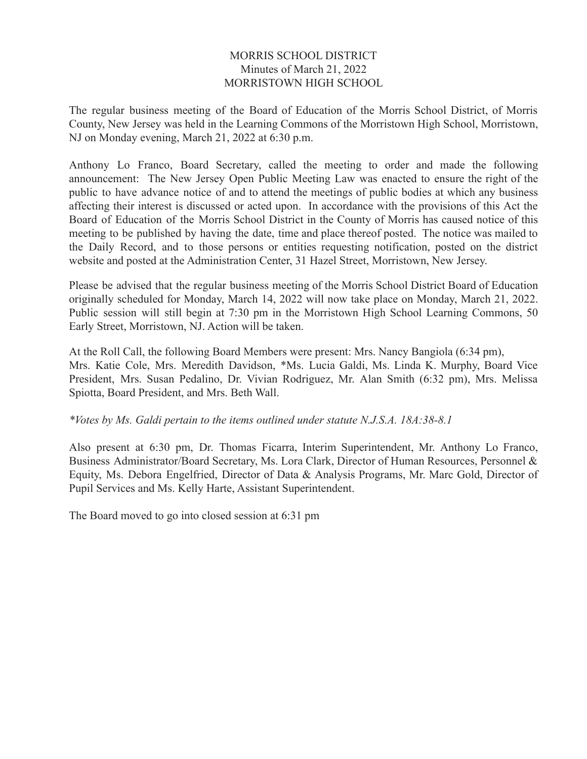# MORRIS SCHOOL DISTRICT
## Minutes of March 21, 2022
## MORRISTOWN HIGH SCHOOL

The regular business meeting of the Board of Education of the Morris School District, of Morris County, New Jersey was held in the Learning Commons of the Morristown High School, Morristown, NJ on Monday evening, March 21, 2022 at 6:30 p.m.

Anthony Lo Franco, Board Secretary, called the meeting to order and made the following announcement: The New Jersey Open Public Meeting Law was enacted to ensure the right of the public to have advance notice of and to attend the meetings of public bodies at which any business affecting their interest is discussed or acted upon. In accordance with the provisions of this Act the Board of Education of the Morris School District in the County of Morris has caused notice of this meeting to be published by having the date, time and place thereof posted. The notice was mailed to the Daily Record, and to those persons or entities requesting notification, posted on the district website and posted at the Administration Center, 31 Hazel Street, Morristown, New Jersey.

Please be advised that the regular business meeting of the Morris School District Board of Education originally scheduled for Monday, March 14, 2022 will now take place on Monday, March 21, 2022. Public session will still begin at 7:30 pm in the Morristown High School Learning Commons, 50 Early Street, Morristown, NJ. Action will be taken.

At the Roll Call, the following Board Members were present: Mrs. Nancy Bangiola (6:34 pm), Mrs. Katie Cole, Mrs. Meredith Davidson, *Ms. Lucia Galdi, Ms. Linda K. Murphy, Board Vice President, Mrs. Susan Pedalino, Dr. Vivian Rodriguez, Mr. Alan Smith (6:32 pm), Mrs. Melissa Spiotta, Board President, and Mrs. Beth Wall.

*\*Votes by Ms. Galdi pertain to the items outlined under statute N.J.S.A. 18A:38-8.1*

Also present at 6:30 pm, Dr. Thomas Ficarra, Interim Superintendent, Mr. Anthony Lo Franco, Business Administrator/Board Secretary, Ms. Lora Clark, Director of Human Resources, Personnel & Equity, Ms. Debora Engelfried, Director of Data & Analysis Programs, Mr. Marc Gold, Director of Pupil Services and Ms. Kelly Harte, Assistant Superintendent.

The Board moved to go into closed session at 6:31 pm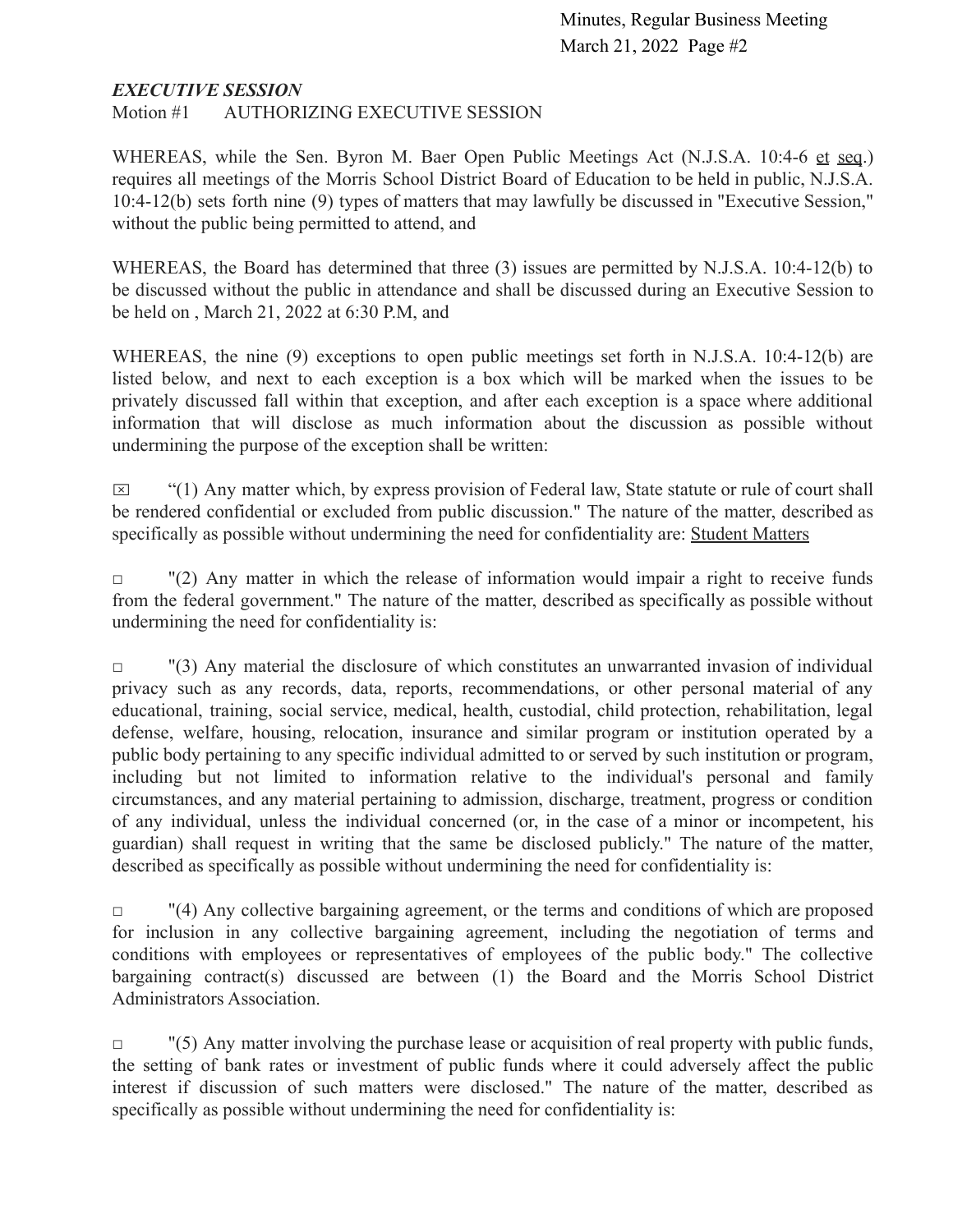***EXECUTIVE SESSION***

Motion #1 AUTHORIZING EXECUTIVE SESSION

WHEREAS, while the Sen. Byron M. Baer Open Public Meetings Act (N.J.S.A. 10:4-6 et seq.) requires all meetings of the Morris School District Board of Education to be held in public, N.J.S.A. 10:4-12(b) sets forth nine (9) types of matters that may lawfully be discussed in "Executive Session," without the public being permitted to attend, and

WHEREAS, the Board has determined that three (3) issues are permitted by N.J.S.A. 10:4-12(b) to be discussed without the public in attendance and shall be discussed during an Executive Session to be held on , March 21, 2022 at 6:30 P.M, and

WHEREAS, the nine (9) exceptions to open public meetings set forth in N.J.S.A. 10:4-12(b) are listed below, and next to each exception is a box which will be marked when the issues to be privately discussed fall within that exception, and after each exception is a space where additional information that will disclose as much information about the discussion as possible without undermining the purpose of the exception shall be written:

☒ “(1) Any matter which, by express provision of Federal law, State statute or rule of court shall be rendered confidential or excluded from public discussion." The nature of the matter, described as specifically as possible without undermining the need for confidentiality are: Student Matters

☐ "(2) Any matter in which the release of information would impair a right to receive funds from the federal government." The nature of the matter, described as specifically as possible without undermining the need for confidentiality is:

☐ "(3) Any material the disclosure of which constitutes an unwarranted invasion of individual privacy such as any records, data, reports, recommendations, or other personal material of any educational, training, social service, medical, health, custodial, child protection, rehabilitation, legal defense, welfare, housing, relocation, insurance and similar program or institution operated by a public body pertaining to any specific individual admitted to or served by such institution or program, including but not limited to information relative to the individual's personal and family circumstances, and any material pertaining to admission, discharge, treatment, progress or condition of any individual, unless the individual concerned (or, in the case of a minor or incompetent, his guardian) shall request in writing that the same be disclosed publicly." The nature of the matter, described as specifically as possible without undermining the need for confidentiality is:

☐ "(4) Any collective bargaining agreement, or the terms and conditions of which are proposed for inclusion in any collective bargaining agreement, including the negotiation of terms and conditions with employees or representatives of employees of the public body." The collective bargaining contract(s) discussed are between (1) the Board and the Morris School District Administrators Association.

☐ "(5) Any matter involving the purchase lease or acquisition of real property with public funds, the setting of bank rates or investment of public funds where it could adversely affect the public interest if discussion of such matters were disclosed." The nature of the matter, described as specifically as possible without undermining the need for confidentiality is: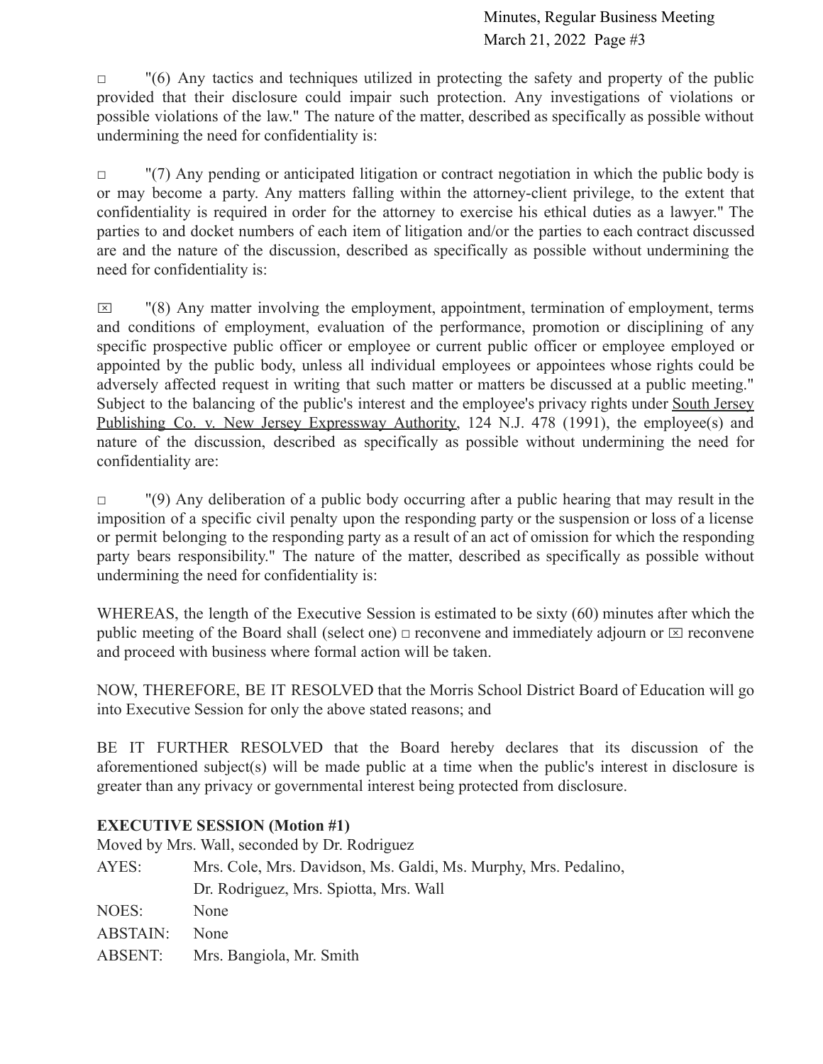□ "(6) Any tactics and techniques utilized in protecting the safety and property of the public provided that their disclosure could impair such protection. Any investigations of violations or possible violations of the law." The nature of the matter, described as specifically as possible without undermining the need for confidentiality is:

□ "(7) Any pending or anticipated litigation or contract negotiation in which the public body is or may become a party. Any matters falling within the attorney-client privilege, to the extent that confidentiality is required in order for the attorney to exercise his ethical duties as a lawyer." The parties to and docket numbers of each item of litigation and/or the parties to each contract discussed are and the nature of the discussion, described as specifically as possible without undermining the need for confidentiality is:

☒ "(8) Any matter involving the employment, appointment, termination of employment, terms and conditions of employment, evaluation of the performance, promotion or disciplining of any specific prospective public officer or employee or current public officer or employee employed or appointed by the public body, unless all individual employees or appointees whose rights could be adversely affected request in writing that such matter or matters be discussed at a public meeting." Subject to the balancing of the public's interest and the employee's privacy rights under South Jersey Publishing Co. v. New Jersey Expressway Authority, 124 N.J. 478 (1991), the employee(s) and nature of the discussion, described as specifically as possible without undermining the need for confidentiality are:

□ "(9) Any deliberation of a public body occurring after a public hearing that may result in the imposition of a specific civil penalty upon the responding party or the suspension or loss of a license or permit belonging to the responding party as a result of an act of omission for which the responding party bears responsibility." The nature of the matter, described as specifically as possible without undermining the need for confidentiality is:

WHEREAS, the length of the Executive Session is estimated to be sixty (60) minutes after which the public meeting of the Board shall (select one) □ reconvene and immediately adjourn or ☒ reconvene and proceed with business where formal action will be taken.

NOW, THEREFORE, BE IT RESOLVED that the Morris School District Board of Education will go into Executive Session for only the above stated reasons; and

BE IT FURTHER RESOLVED that the Board hereby declares that its discussion of the aforementioned subject(s) will be made public at a time when the public's interest in disclosure is greater than any privacy or governmental interest being protected from disclosure.

**EXECUTIVE SESSION (Motion #1)**

Moved by Mrs. Wall, seconded by Dr. Rodriguez

AYES: Mrs. Cole, Mrs. Davidson, Ms. Galdi, Ms. Murphy, Mrs. Pedalino, Dr. Rodriguez, Mrs. Spiotta, Mrs. Wall

NOES: None

ABSTAIN: None

ABSENT: Mrs. Bangiola, Mr. Smith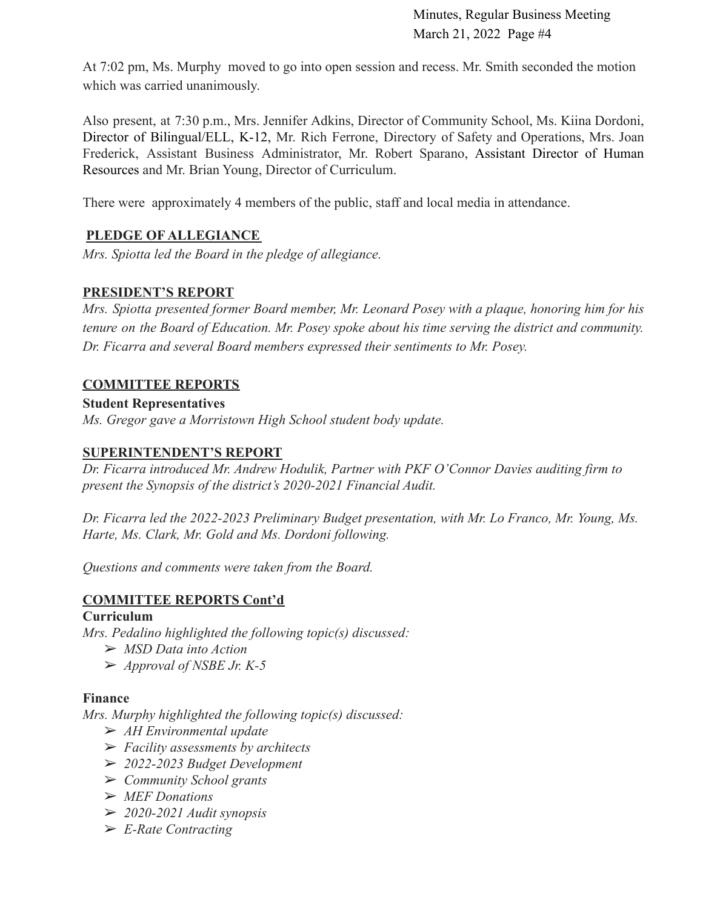At 7:02 pm, Ms. Murphy moved to go into open session and recess. Mr. Smith seconded the motion which was carried unanimously.

Also present, at 7:30 p.m., Mrs. Jennifer Adkins, Director of Community School, Ms. Kiina Dordoni, Director of Bilingual/ELL, K-12, Mr. Rich Ferrone, Directory of Safety and Operations, Mrs. Joan Frederick, Assistant Business Administrator, Mr. Robert Sparano, Assistant Director of Human Resources and Mr. Brian Young, Director of Curriculum.

There were approximately 4 members of the public, staff and local media in attendance.

## PLEDGE OF ALLEGIANCE

*Mrs. Spiotta led the Board in the pledge of allegiance.*

## PRESIDENT'S REPORT

*Mrs. Spiotta presented former Board member, Mr. Leonard Posey with a plaque, honoring him for his tenure on the Board of Education. Mr. Posey spoke about his time serving the district and community. Dr. Ficarra and several Board members expressed their sentiments to Mr. Posey.*

## COMMITTEE REPORTS

**Student Representatives**

*Ms. Gregor gave a Morristown High School student body update.*

## SUPERINTENDENT'S REPORT

*Dr. Ficarra introduced Mr. Andrew Hodulik, Partner with PKF O'Connor Davies auditing firm to present the Synopsis of the district's 2020-2021 Financial Audit.*

*Dr. Ficarra led the 2022-2023 Preliminary Budget presentation, with Mr. Lo Franco, Mr. Young, Ms. Harte, Ms. Clark, Mr. Gold and Ms. Dordoni following.*

*Questions and comments were taken from the Board.*

## COMMITTEE REPORTS Cont'd

**Curriculum**

*Mrs. Pedalino highlighted the following topic(s) discussed:*

- *MSD Data into Action*
- *Approval of NSBE Jr. K-5*

**Finance**

*Mrs. Murphy highlighted the following topic(s) discussed:*

- *AH Environmental update*
- *Facility assessments by architects*
- *2022-2023 Budget Development*
- *Community School grants*
- *MEF Donations*
- *2020-2021 Audit synopsis*
- *E-Rate Contracting*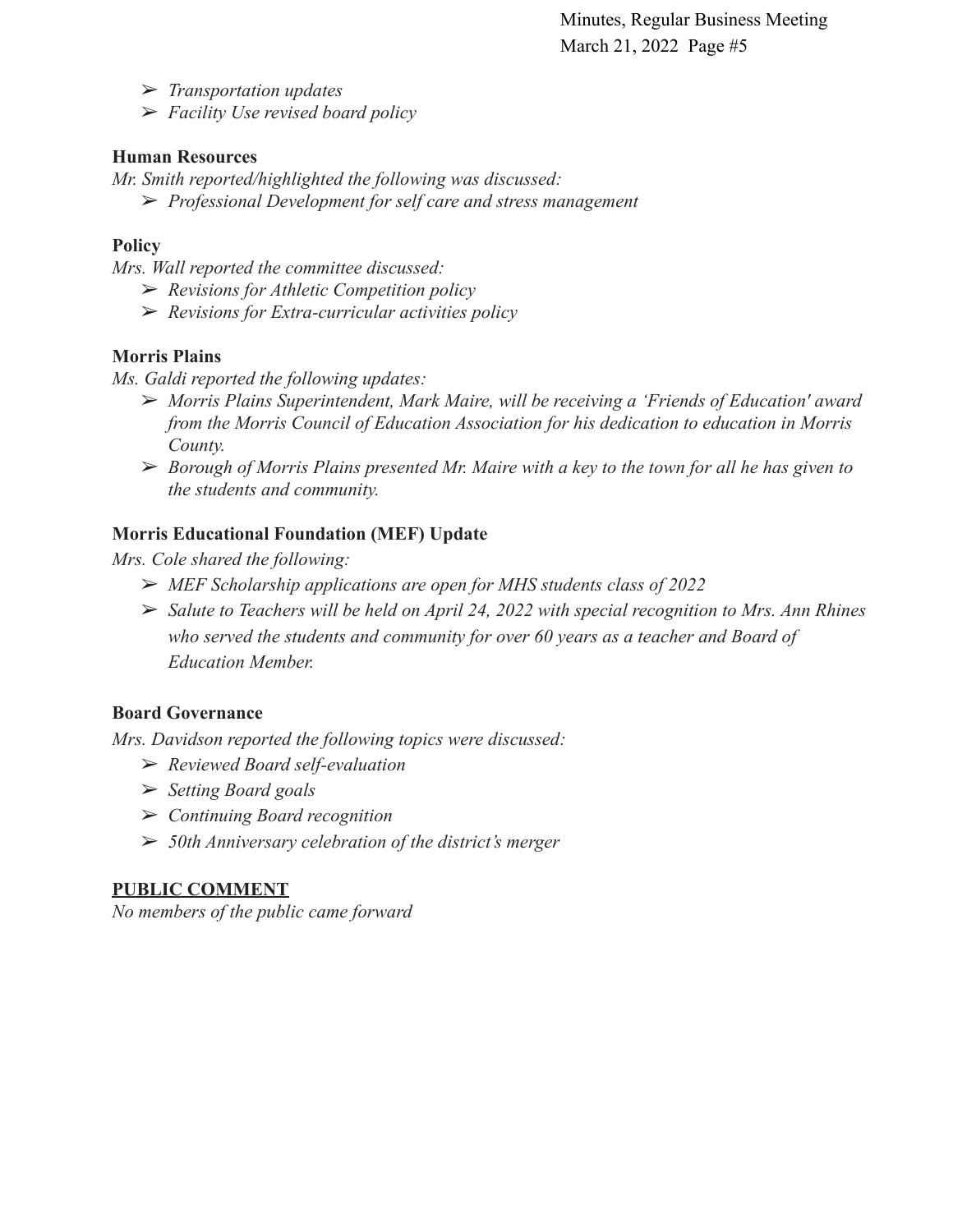- *Transportation updates*
- *Facility Use revised board policy*

**Human Resources**

*Mr. Smith reported/highlighted the following was discussed:*

- *Professional Development for self care and stress management*

**Policy**

*Mrs. Wall reported the committee discussed:*

- *Revisions for Athletic Competition policy*
- *Revisions for Extra-curricular activities policy*

**Morris Plains**

*Ms. Galdi reported the following updates:*

- *Morris Plains Superintendent, Mark Maire, will be receiving a 'Friends of Education' award from the Morris Council of Education Association for his dedication to education in Morris County.*
- *Borough of Morris Plains presented Mr. Maire with a key to the town for all he has given to the students and community.*

**Morris Educational Foundation (MEF) Update**

*Mrs. Cole shared the following:*

- *MEF Scholarship applications are open for MHS students class of 2022*
- *Salute to Teachers will be held on April 24, 2022 with special recognition to Mrs. Ann Rhines who served the students and community for over 60 years as a teacher and Board of Education Member.*

**Board Governance**

*Mrs. Davidson reported the following topics were discussed:*

- *Reviewed Board self-evaluation*
- *Setting Board goals*
- *Continuing Board recognition*
- *50th Anniversary celebration of the district's merger*

**PUBLIC COMMENT**

*No members of the public came forward*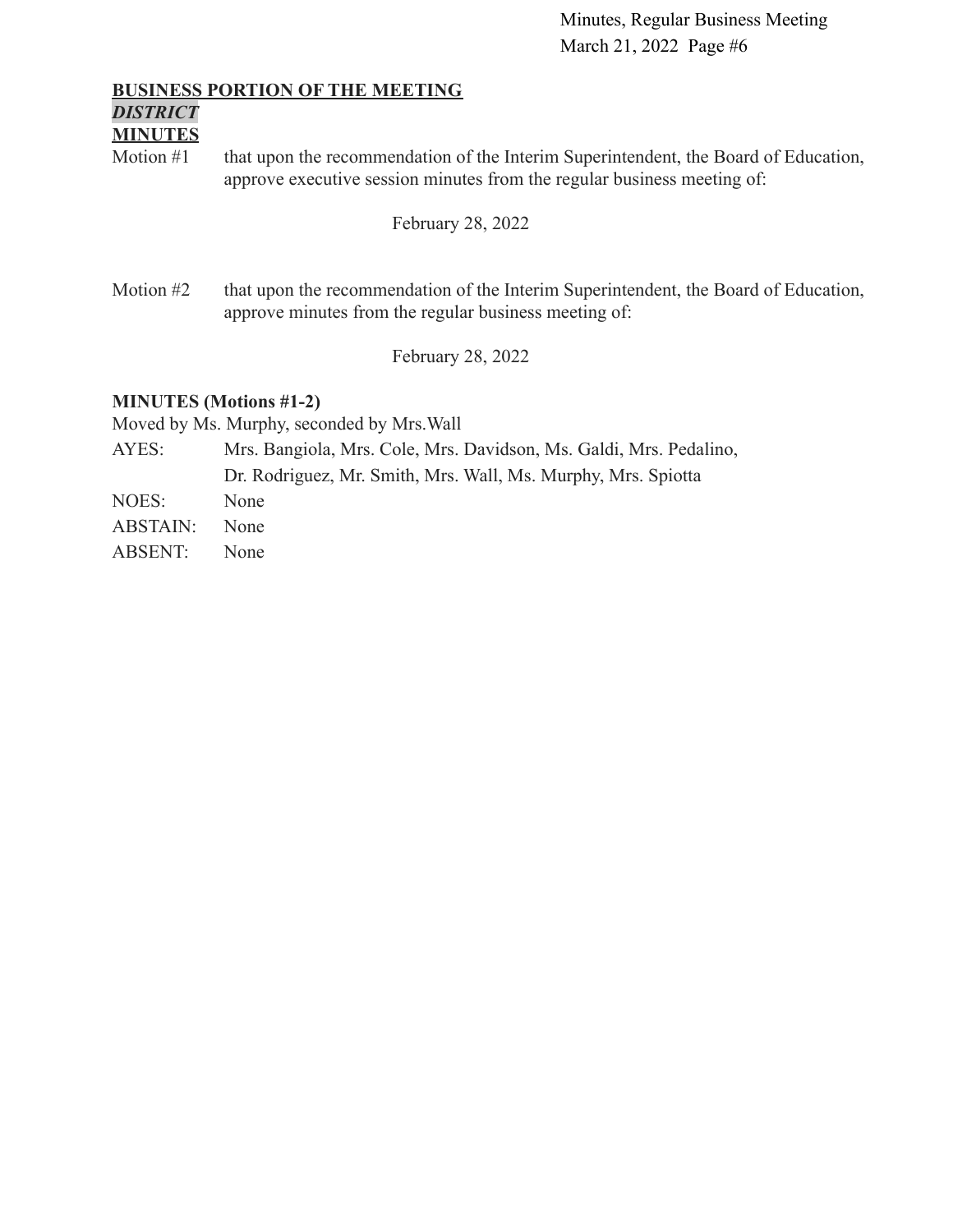**BUSINESS PORTION OF THE MEETING**

***DISTRICT***

**MINUTES**

Motion #1 that upon the recommendation of the Interim Superintendent, the Board of Education, approve executive session minutes from the regular business meeting of:

February 28, 2022

Motion #2 that upon the recommendation of the Interim Superintendent, the Board of Education, approve minutes from the regular business meeting of:

February 28, 2022

**MINUTES (Motions #1-2)**

Moved by Ms. Murphy, seconded by Mrs.Wall

AYES: Mrs. Bangiola, Mrs. Cole, Mrs. Davidson, Ms. Galdi, Mrs. Pedalino, Dr. Rodriguez, Mr. Smith, Mrs. Wall, Ms. Murphy, Mrs. Spiotta

NOES: None

ABSTAIN: None

ABSENT: None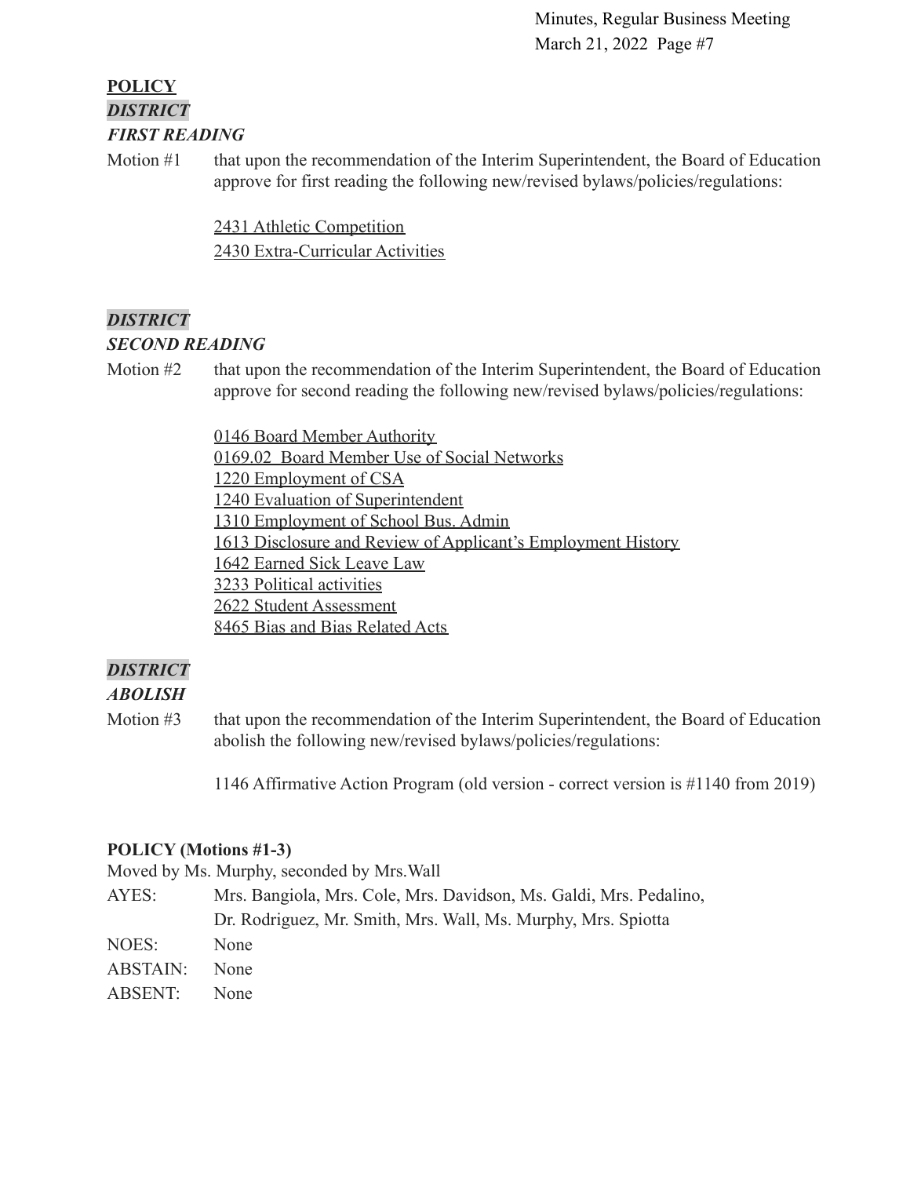**POLICY**

***DISTRICT***

***FIRST READING***

Motion #1 that upon the recommendation of the Interim Superintendent, the Board of Education approve for first reading the following new/revised bylaws/policies/regulations:

2431 Athletic Competition
2430 Extra-Curricular Activities

***DISTRICT***

***SECOND READING***

Motion #2 that upon the recommendation of the Interim Superintendent, the Board of Education approve for second reading the following new/revised bylaws/policies/regulations:

0146 Board Member Authority
0169.02 Board Member Use of Social Networks
1220 Employment of CSA
1240 Evaluation of Superintendent
1310 Employment of School Bus. Admin
1613 Disclosure and Review of Applicant's Employment History
1642 Earned Sick Leave Law
3233 Political activities
2622 Student Assessment
8465 Bias and Bias Related Acts

***DISTRICT***

***ABOLISH***

Motion #3 that upon the recommendation of the Interim Superintendent, the Board of Education abolish the following new/revised bylaws/policies/regulations:

1146 Affirmative Action Program (old version - correct version is #1140 from 2019)

**POLICY (Motions #1-3)**

Moved by Ms. Murphy, seconded by Mrs.Wall

AYES: Mrs. Bangiola, Mrs. Cole, Mrs. Davidson, Ms. Galdi, Mrs. Pedalino, Dr. Rodriguez, Mr. Smith, Mrs. Wall, Ms. Murphy, Mrs. Spiotta

NOES: None

ABSTAIN: None

ABSENT: None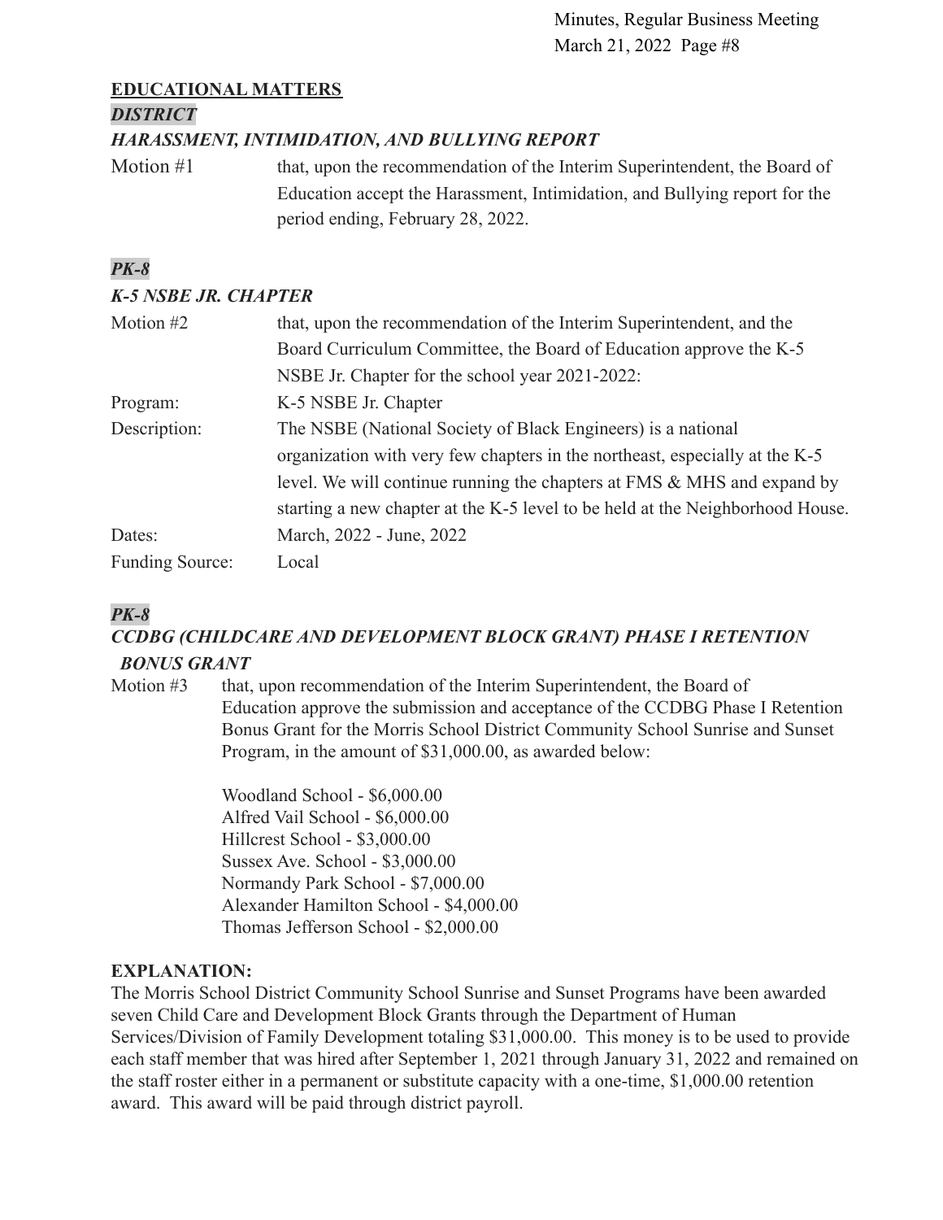**EDUCATIONAL MATTERS**

***DISTRICT***

***HARASSMENT, INTIMIDATION, AND BULLYING REPORT***

Motion #1 that, upon the recommendation of the Interim Superintendent, the Board of Education accept the Harassment, Intimidation, and Bullying report for the period ending, February 28, 2022.

***PK-8***

***K-5 NSBE JR. CHAPTER***

Motion #2 that, upon the recommendation of the Interim Superintendent, and the Board Curriculum Committee, the Board of Education approve the K-5 NSBE Jr. Chapter for the school year 2021-2022:

Program: K-5 NSBE Jr. Chapter

Description: The NSBE (National Society of Black Engineers) is a national organization with very few chapters in the northeast, especially at the K-5 level. We will continue running the chapters at FMS & MHS and expand by starting a new chapter at the K-5 level to be held at the Neighborhood House.

Dates: March, 2022 - June, 2022

Funding Source: Local

***PK-8***

***CCDBG (CHILDCARE AND DEVELOPMENT BLOCK GRANT) PHASE I RETENTION BONUS GRANT***

Motion #3 that, upon recommendation of the Interim Superintendent, the Board of Education approve the submission and acceptance of the CCDBG Phase I Retention Bonus Grant for the Morris School District Community School Sunrise and Sunset Program, in the amount of $31,000.00, as awarded below:

Woodland School - $6,000.00
Alfred Vail School - $6,000.00
Hillcrest School - $3,000.00
Sussex Ave. School - $3,000.00
Normandy Park School - $7,000.00
Alexander Hamilton School - $4,000.00
Thomas Jefferson School - $2,000.00

**EXPLANATION:**

The Morris School District Community School Sunrise and Sunset Programs have been awarded seven Child Care and Development Block Grants through the Department of Human Services/Division of Family Development totaling $31,000.00. This money is to be used to provide each staff member that was hired after September 1, 2021 through January 31, 2022 and remained on the staff roster either in a permanent or substitute capacity with a one-time, $1,000.00 retention award. This award will be paid through district payroll.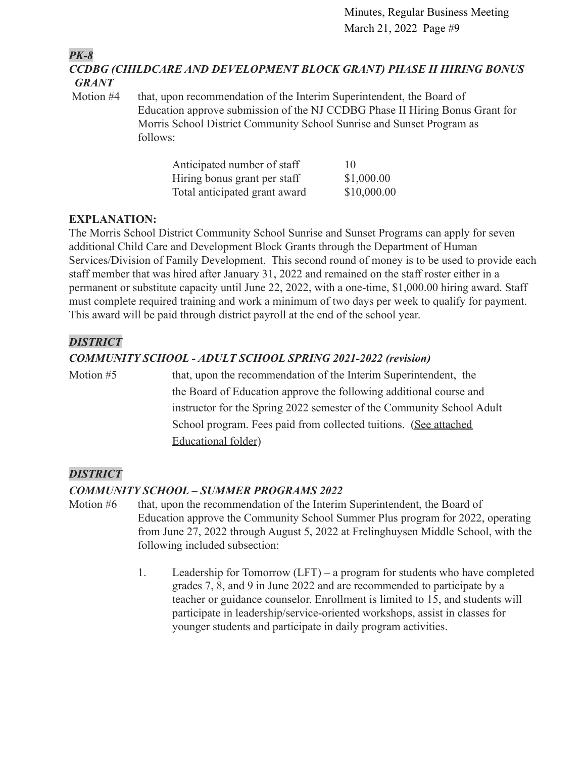***PK-8***

***CCDBG (CHILDCARE AND DEVELOPMENT BLOCK GRANT) PHASE II HIRING BONUS GRANT***

Motion #4 that, upon recommendation of the Interim Superintendent, the Board of Education approve submission of the NJ CCDBG Phase II Hiring Bonus Grant for Morris School District Community School Sunrise and Sunset Program as follows:

| | |
|---|---|
| Anticipated number of staff | 10 |
| Hiring bonus grant per staff | $1,000.00 |
| Total anticipated grant award | $10,000.00 |

**EXPLANATION:**
The Morris School District Community School Sunrise and Sunset Programs can apply for seven additional Child Care and Development Block Grants through the Department of Human Services/Division of Family Development. This second round of money is to be used to provide each staff member that was hired after January 31, 2022 and remained on the staff roster either in a permanent or substitute capacity until June 22, 2022, with a one-time, $1,000.00 hiring award. Staff must complete required training and work a minimum of two days per week to qualify for payment. This award will be paid through district payroll at the end of the school year.

***DISTRICT***

***COMMUNITY SCHOOL - ADULT SCHOOL SPRING 2021-2022 (revision)***

Motion #5 that, upon the recommendation of the Interim Superintendent, the the Board of Education approve the following additional course and instructor for the Spring 2022 semester of the Community School Adult School program. Fees paid from collected tuitions. (See attached Educational folder)

***DISTRICT***

***COMMUNITY SCHOOL – SUMMER PROGRAMS 2022***

Motion #6 that, upon the recommendation of the Interim Superintendent, the Board of Education approve the Community School Summer Plus program for 2022, operating from June 27, 2022 through August 5, 2022 at Frelinghuysen Middle School, with the following included subsection:

1. Leadership for Tomorrow (LFT) – a program for students who have completed grades 7, 8, and 9 in June 2022 and are recommended to participate by a teacher or guidance counselor. Enrollment is limited to 15, and students will participate in leadership/service-oriented workshops, assist in classes for younger students and participate in daily program activities.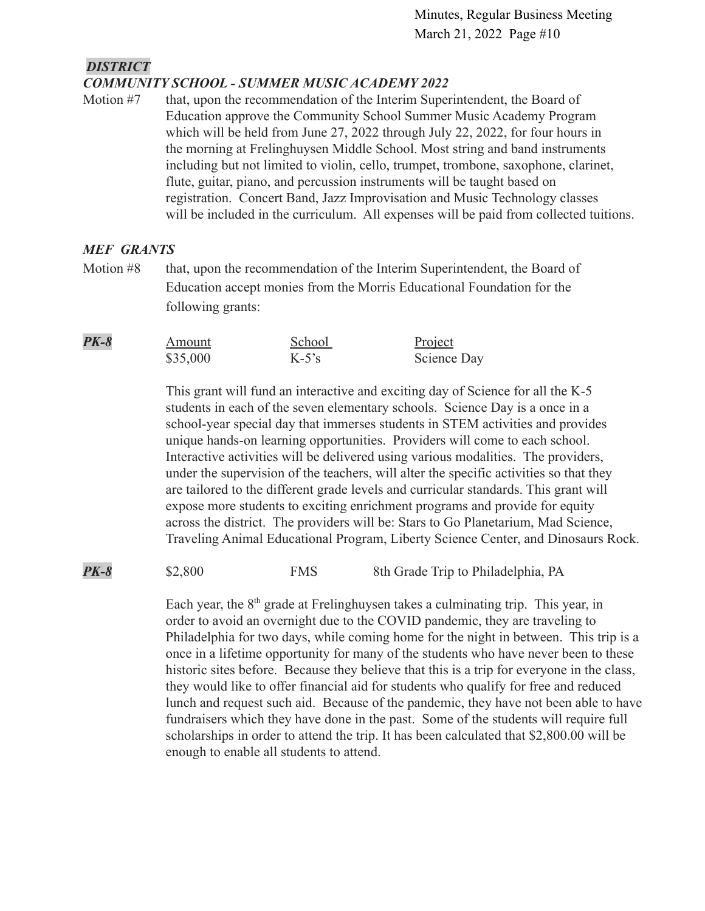***DISTRICT***

***COMMUNITY SCHOOL - SUMMER MUSIC ACADEMY 2022***

Motion #7 that, upon the recommendation of the Interim Superintendent, the Board of Education approve the Community School Summer Music Academy Program which will be held from June 27, 2022 through July 22, 2022, for four hours in the morning at Frelinghuysen Middle School. Most string and band instruments including but not limited to violin, cello, trumpet, trombone, saxophone, clarinet, flute, guitar, piano, and percussion instruments will be taught based on registration. Concert Band, Jazz Improvisation and Music Technology classes will be included in the curriculum. All expenses will be paid from collected tuitions.

***MEF GRANTS***

Motion #8 that, upon the recommendation of the Interim Superintendent, the Board of Education accept monies from the Morris Educational Foundation for the following grants:

| | Amount | School | Project |
|---|---|---|---|
| ***PK-8*** | $35,000 | K-5's | Science Day |

This grant will fund an interactive and exciting day of Science for all the K-5 students in each of the seven elementary schools. Science Day is a once in a school-year special day that immerses students in STEM activities and provides unique hands-on learning opportunities. Providers will come to each school. Interactive activities will be delivered using various modalities. The providers, under the supervision of the teachers, will alter the specific activities so that they are tailored to the different grade levels and curricular standards. This grant will expose more students to exciting enrichment programs and provide for equity across the district. The providers will be: Stars to Go Planetarium, Mad Science, Traveling Animal Educational Program, Liberty Science Center, and Dinosaurs Rock.

| | | | |
|---|---|---|---|
| ***PK-8*** | $2,800 | FMS | 8th Grade Trip to Philadelphia, PA |

Each year, the 8th grade at Frelinghuysen takes a culminating trip. This year, in order to avoid an overnight due to the COVID pandemic, they are traveling to Philadelphia for two days, while coming home for the night in between. This trip is a once in a lifetime opportunity for many of the students who have never been to these historic sites before. Because they believe that this is a trip for everyone in the class, they would like to offer financial aid for students who qualify for free and reduced lunch and request such aid. Because of the pandemic, they have not been able to have fundraisers which they have done in the past. Some of the students will require full scholarships in order to attend the trip. It has been calculated that $2,800.00 will be enough to enable all students to attend.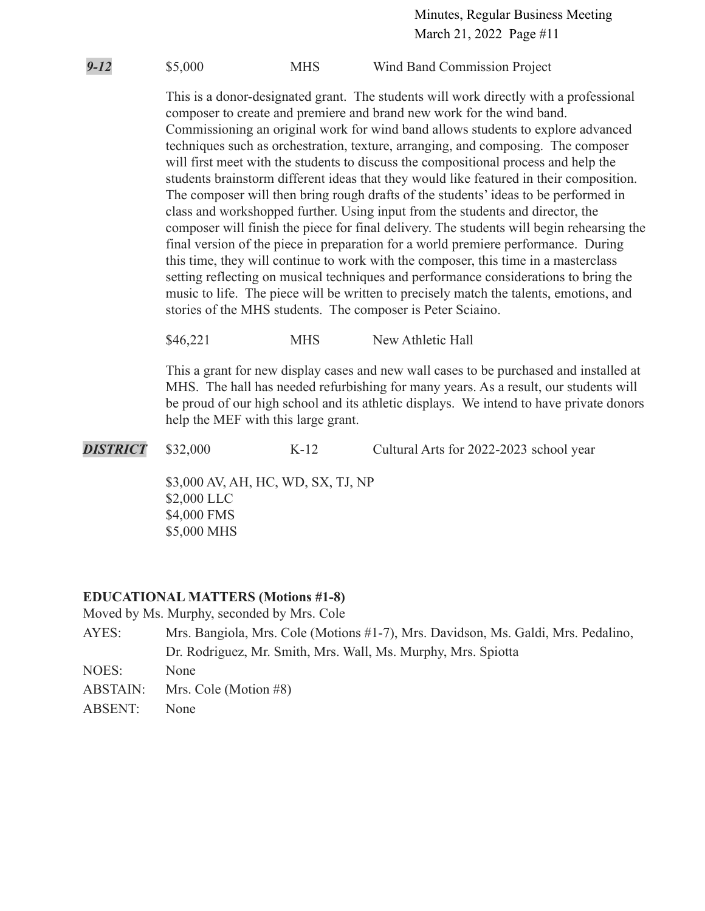***9-12*** $5,000 MHS Wind Band Commission Project

This is a donor-designated grant. The students will work directly with a professional composer to create and premiere and brand new work for the wind band. Commissioning an original work for wind band allows students to explore advanced techniques such as orchestration, texture, arranging, and composing. The composer will first meet with the students to discuss the compositional process and help the students brainstorm different ideas that they would like featured in their composition. The composer will then bring rough drafts of the students' ideas to be performed in class and workshopped further. Using input from the students and director, the composer will finish the piece for final delivery. The students will begin rehearsing the final version of the piece in preparation for a world premiere performance. During this time, they will continue to work with the composer, this time in a masterclass setting reflecting on musical techniques and performance considerations to bring the music to life. The piece will be written to precisely match the talents, emotions, and stories of the MHS students. The composer is Peter Sciaino.

$46,221 MHS New Athletic Hall

This a grant for new display cases and new wall cases to be purchased and installed at MHS. The hall has needed refurbishing for many years. As a result, our students will be proud of our high school and its athletic displays. We intend to have private donors help the MEF with this large grant.

***DISTRICT*** $32,000 K-12 Cultural Arts for 2022-2023 school year

$3,000 AV, AH, HC, WD, SX, TJ, NP
$2,000 LLC
$4,000 FMS
$5,000 MHS

**EDUCATIONAL MATTERS (Motions #1-8)**
Moved by Ms. Murphy, seconded by Mrs. Cole

| | |
|---|---|
| AYES: | Mrs. Bangiola, Mrs. Cole (Motions #1-7), Mrs. Davidson, Ms. Galdi, Mrs. Pedalino, Dr. Rodriguez, Mr. Smith, Mrs. Wall, Ms. Murphy, Mrs. Spiotta |
| NOES: | None |
| ABSTAIN: | Mrs. Cole (Motion #8) |
| ABSENT: | None |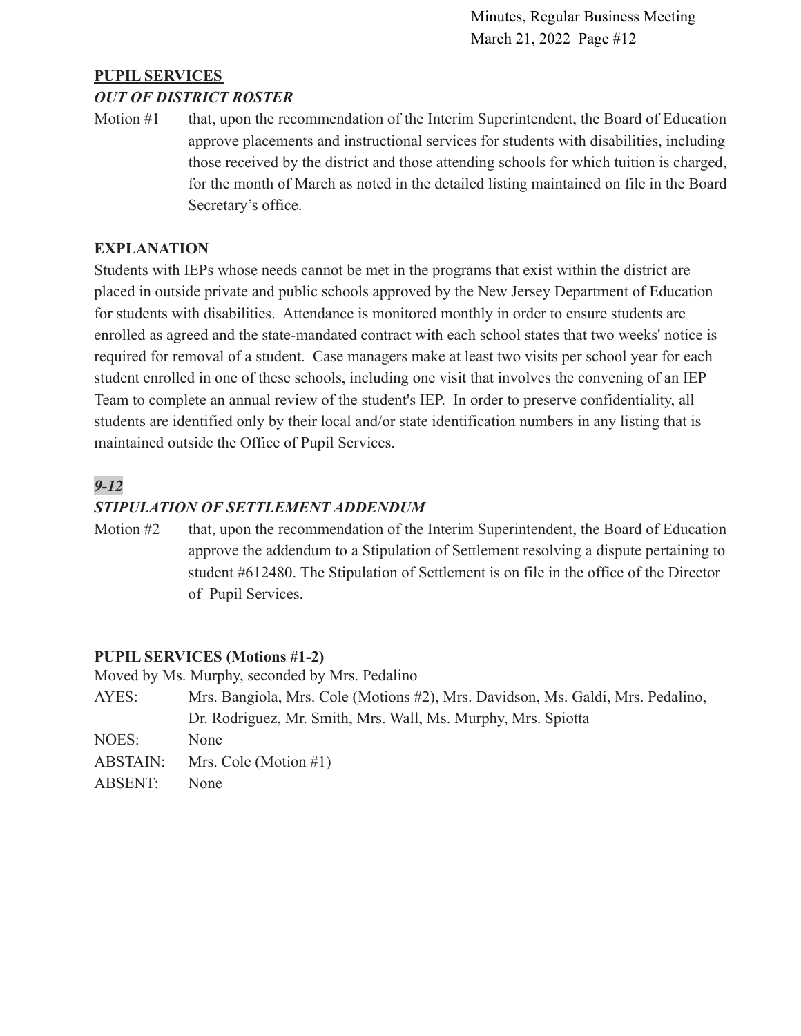**PUPIL SERVICES**

***OUT OF DISTRICT ROSTER***

Motion #1 that, upon the recommendation of the Interim Superintendent, the Board of Education approve placements and instructional services for students with disabilities, including those received by the district and those attending schools for which tuition is charged, for the month of March as noted in the detailed listing maintained on file in the Board Secretary's office.

**EXPLANATION**

Students with IEPs whose needs cannot be met in the programs that exist within the district are placed in outside private and public schools approved by the New Jersey Department of Education for students with disabilities. Attendance is monitored monthly in order to ensure students are enrolled as agreed and the state-mandated contract with each school states that two weeks' notice is required for removal of a student. Case managers make at least two visits per school year for each student enrolled in one of these schools, including one visit that involves the convening of an IEP Team to complete an annual review of the student's IEP. In order to preserve confidentiality, all students are identified only by their local and/or state identification numbers in any listing that is maintained outside the Office of Pupil Services.

***9-12***

***STIPULATION OF SETTLEMENT ADDENDUM***

Motion #2 that, upon the recommendation of the Interim Superintendent, the Board of Education approve the addendum to a Stipulation of Settlement resolving a dispute pertaining to student #612480. The Stipulation of Settlement is on file in the office of the Director of Pupil Services.

**PUPIL SERVICES (Motions #1-2)**

Moved by Ms. Murphy, seconded by Mrs. Pedalino

AYES: Mrs. Bangiola, Mrs. Cole (Motions #2), Mrs. Davidson, Ms. Galdi, Mrs. Pedalino, Dr. Rodriguez, Mr. Smith, Mrs. Wall, Ms. Murphy, Mrs. Spiotta

NOES: None

ABSTAIN: Mrs. Cole (Motion #1)

ABSENT: None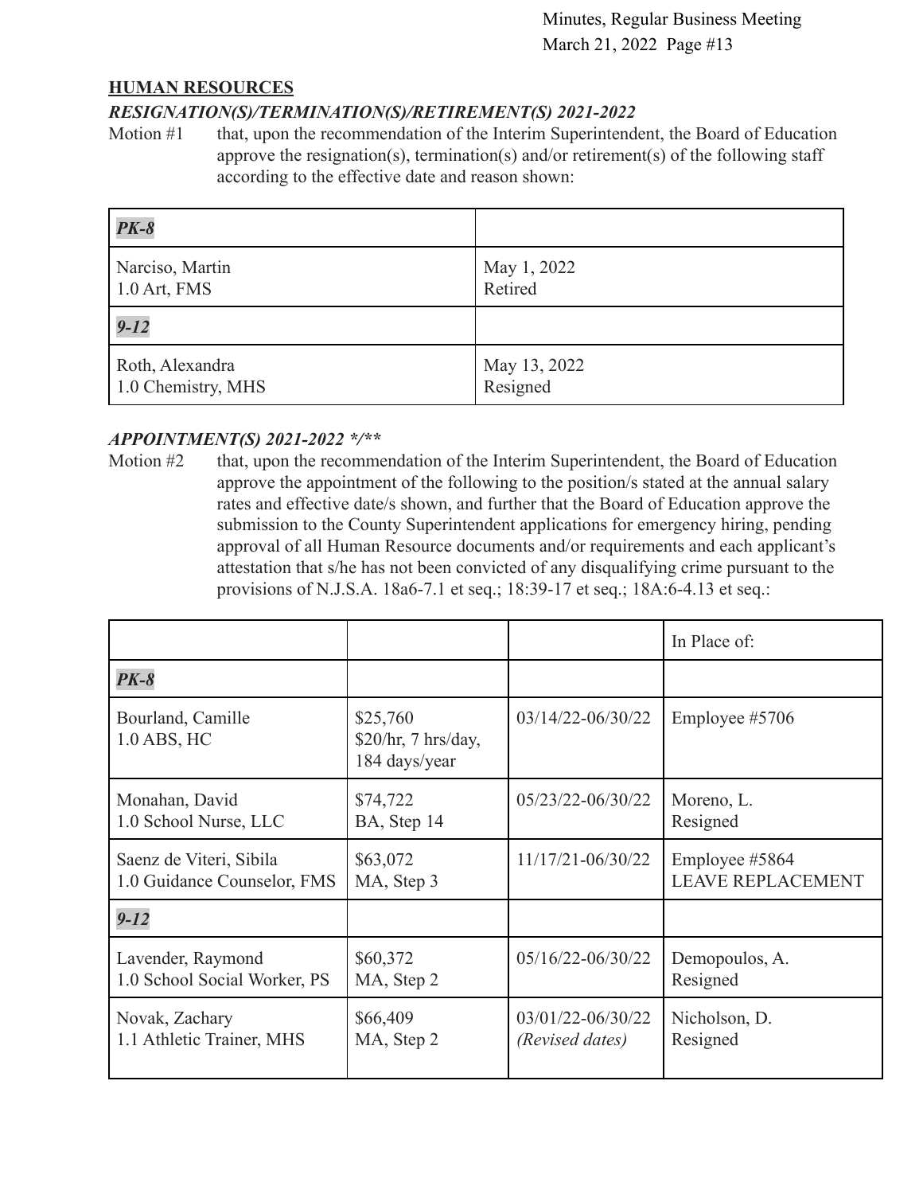## HUMAN RESOURCES

### *RESIGNATION(S)/TERMINATION(S)/RETIREMENT(S) 2021-2022*

Motion #1 that, upon the recommendation of the Interim Superintendent, the Board of Education approve the resignation(s), termination(s) and/or retirement(s) of the following staff according to the effective date and reason shown:

| ***PK-8*** | |
|---|---|
| Narciso, Martin<br>1.0 Art, FMS | May 1, 2022<br>Retired |
| ***9-12*** | |
| Roth, Alexandra<br>1.0 Chemistry, MHS | May 13, 2022<br>Resigned |

### *APPOINTMENT(S) 2021-2022 */***

Motion #2 that, upon the recommendation of the Interim Superintendent, the Board of Education approve the appointment of the following to the position/s stated at the annual salary rates and effective date/s shown, and further that the Board of Education approve the submission to the County Superintendent applications for emergency hiring, pending approval of all Human Resource documents and/or requirements and each applicant's attestation that s/he has not been convicted of any disqualifying crime pursuant to the provisions of N.J.S.A. 18a6-7.1 et seq.; 18:39-17 et seq.; 18A:6-4.13 et seq.:

| | | | In Place of: |
|---|---|---|---|
| ***PK-8*** | | | |
| Bourland, Camille<br>1.0 ABS, HC | $25,760<br>$20/hr, 7 hrs/day, 184 days/year | 03/14/22-06/30/22 | Employee #5706 |
| Monahan, David<br>1.0 School Nurse, LLC | $74,722<br>BA, Step 14 | 05/23/22-06/30/22 | Moreno, L.<br>Resigned |
| Saenz de Viteri, Sibila<br>1.0 Guidance Counselor, FMS | $63,072<br>MA, Step 3 | 11/17/21-06/30/22 | Employee #5864<br>LEAVE REPLACEMENT |
| ***9-12*** | | | |
| Lavender, Raymond<br>1.0 School Social Worker, PS | $60,372<br>MA, Step 2 | 05/16/22-06/30/22 | Demopoulos, A.<br>Resigned |
| Novak, Zachary<br>1.1 Athletic Trainer, MHS | $66,409<br>MA, Step 2 | 03/01/22-06/30/22<br>*(Revised dates)* | Nicholson, D.<br>Resigned |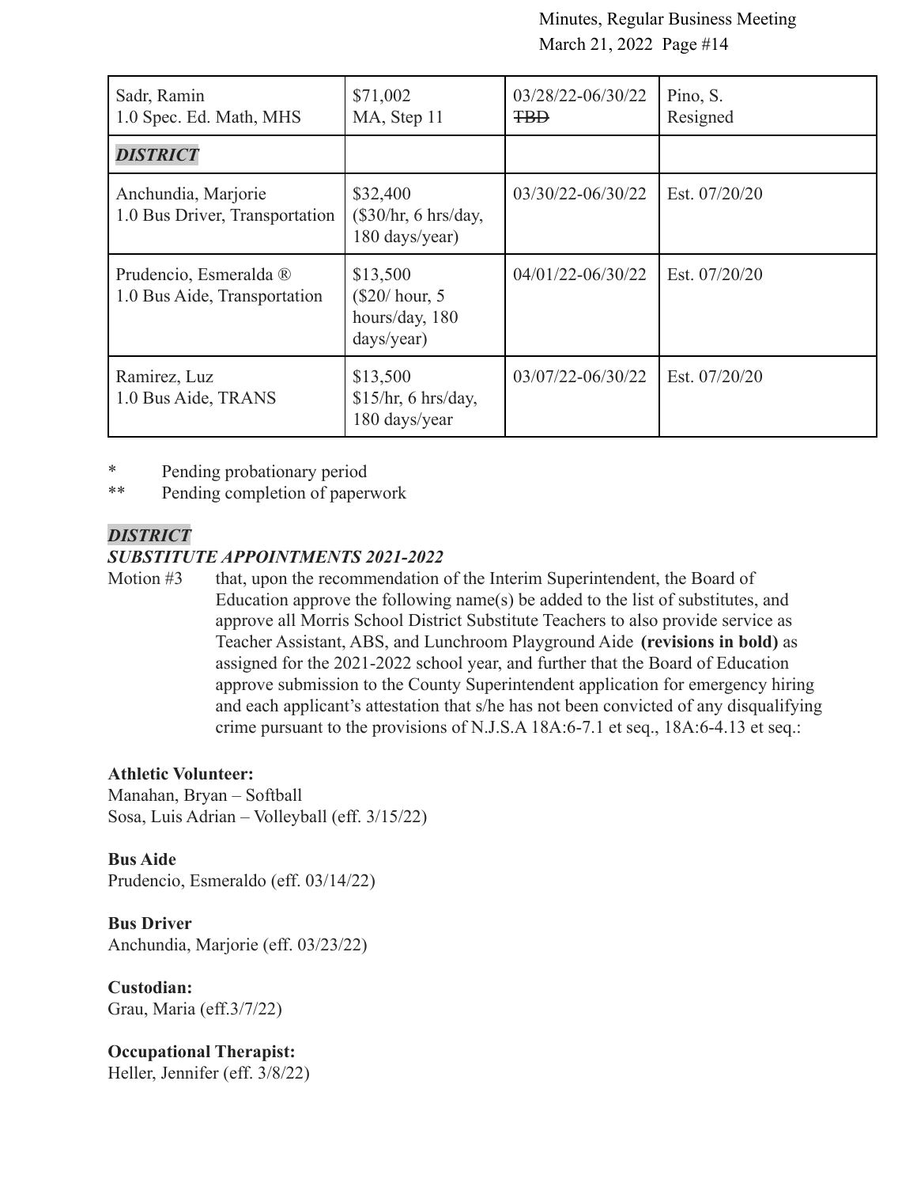| Sadr, Ramin<br>1.0 Spec. Ed. Math, MHS | $71,002<br>MA, Step 11 | 03/28/22-06/30/22<br>~~TBD~~ | Pino, S.<br>Resigned |
|---|---|---|---|
| ***DISTRICT*** | | | |
| Anchundia, Marjorie<br>1.0 Bus Driver, Transportation | $32,400<br>($30/hr, 6 hrs/day, 180 days/year) | 03/30/22-06/30/22 | Est. 07/20/20 |
| Prudencio, Esmeralda ®<br>1.0 Bus Aide, Transportation | $13,500<br>($20/ hour, 5 hours/day, 180 days/year) | 04/01/22-06/30/22 | Est. 07/20/20 |
| Ramirez, Luz<br>1.0 Bus Aide, TRANS | $13,500<br>$15/hr, 6 hrs/day, 180 days/year | 03/07/22-06/30/22 | Est. 07/20/20 |

\* Pending probationary period
\*\* Pending completion of paperwork

***DISTRICT***
***SUBSTITUTE APPOINTMENTS 2021-2022***

Motion #3 that, upon the recommendation of the Interim Superintendent, the Board of Education approve the following name(s) be added to the list of substitutes, and approve all Morris School District Substitute Teachers to also provide service as Teacher Assistant, ABS, and Lunchroom Playground Aide **(revisions in bold)** as assigned for the 2021-2022 school year, and further that the Board of Education approve submission to the County Superintendent application for emergency hiring and each applicant's attestation that s/he has not been convicted of any disqualifying crime pursuant to the provisions of N.J.S.A 18A:6-7.1 et seq., 18A:6-4.13 et seq.:

**Athletic Volunteer:**
Manahan, Bryan – Softball
Sosa, Luis Adrian – Volleyball (eff. 3/15/22)

**Bus Aide**
Prudencio, Esmeraldo (eff. 03/14/22)

**Bus Driver**
Anchundia, Marjorie (eff. 03/23/22)

**Custodian:**
Grau, Maria (eff.3/7/22)

**Occupational Therapist:**
Heller, Jennifer (eff. 3/8/22)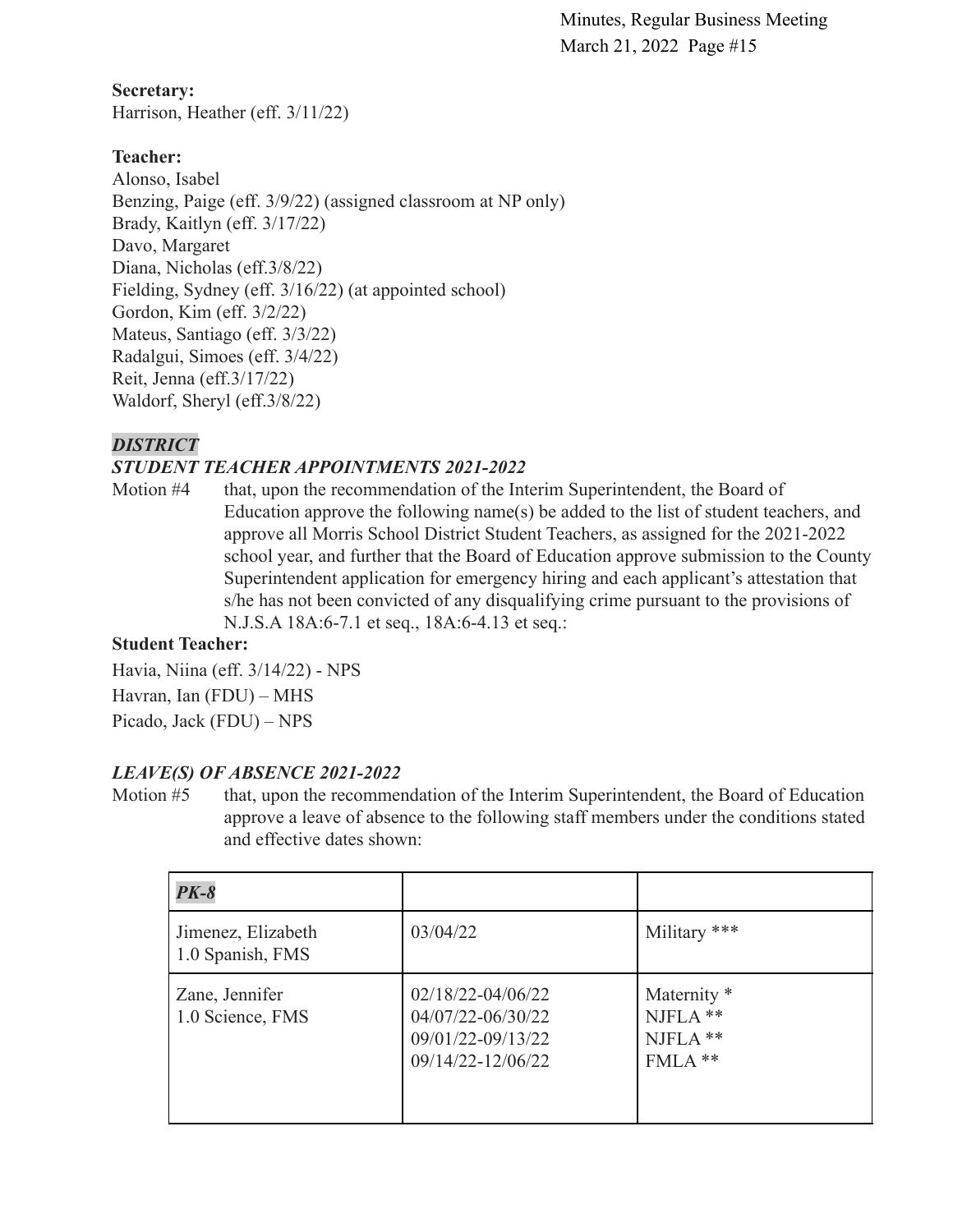**Secretary:**
Harrison, Heather (eff. 3/11/22)

**Teacher:**
Alonso, Isabel
Benzing, Paige (eff. 3/9/22) (assigned classroom at NP only)
Brady, Kaitlyn (eff. 3/17/22)
Davo, Margaret
Diana, Nicholas (eff.3/8/22)
Fielding, Sydney (eff. 3/16/22) (at appointed school)
Gordon, Kim (eff. 3/2/22)
Mateus, Santiago (eff. 3/3/22)
Radalgui, Simoes (eff. 3/4/22)
Reit, Jenna (eff.3/17/22)
Waldorf, Sheryl (eff.3/8/22)

***DISTRICT***

***STUDENT TEACHER APPOINTMENTS 2021-2022***

Motion #4 that, upon the recommendation of the Interim Superintendent, the Board of Education approve the following name(s) be added to the list of student teachers, and approve all Morris School District Student Teachers, as assigned for the 2021-2022 school year, and further that the Board of Education approve submission to the County Superintendent application for emergency hiring and each applicant's attestation that s/he has not been convicted of any disqualifying crime pursuant to the provisions of N.J.S.A 18A:6-7.1 et seq., 18A:6-4.13 et seq.:

**Student Teacher:**

Havia, Niina (eff. 3/14/22) - NPS
Havran, Ian (FDU) – MHS
Picado, Jack (FDU) – NPS

***LEAVE(S) OF ABSENCE 2021-2022***

Motion #5 that, upon the recommendation of the Interim Superintendent, the Board of Education approve a leave of absence to the following staff members under the conditions stated and effective dates shown:

| ***PK-8*** | | |
|---|---|---|
| Jimenez, Elizabeth<br>1.0 Spanish, FMS | 03/04/22 | Military *** |
| Zane, Jennifer<br>1.0 Science, FMS | 02/18/22-04/06/22<br>04/07/22-06/30/22<br>09/01/22-09/13/22<br>09/14/22-12/06/22 | Maternity *<br>NJFLA **<br>NJFLA **<br>FMLA ** |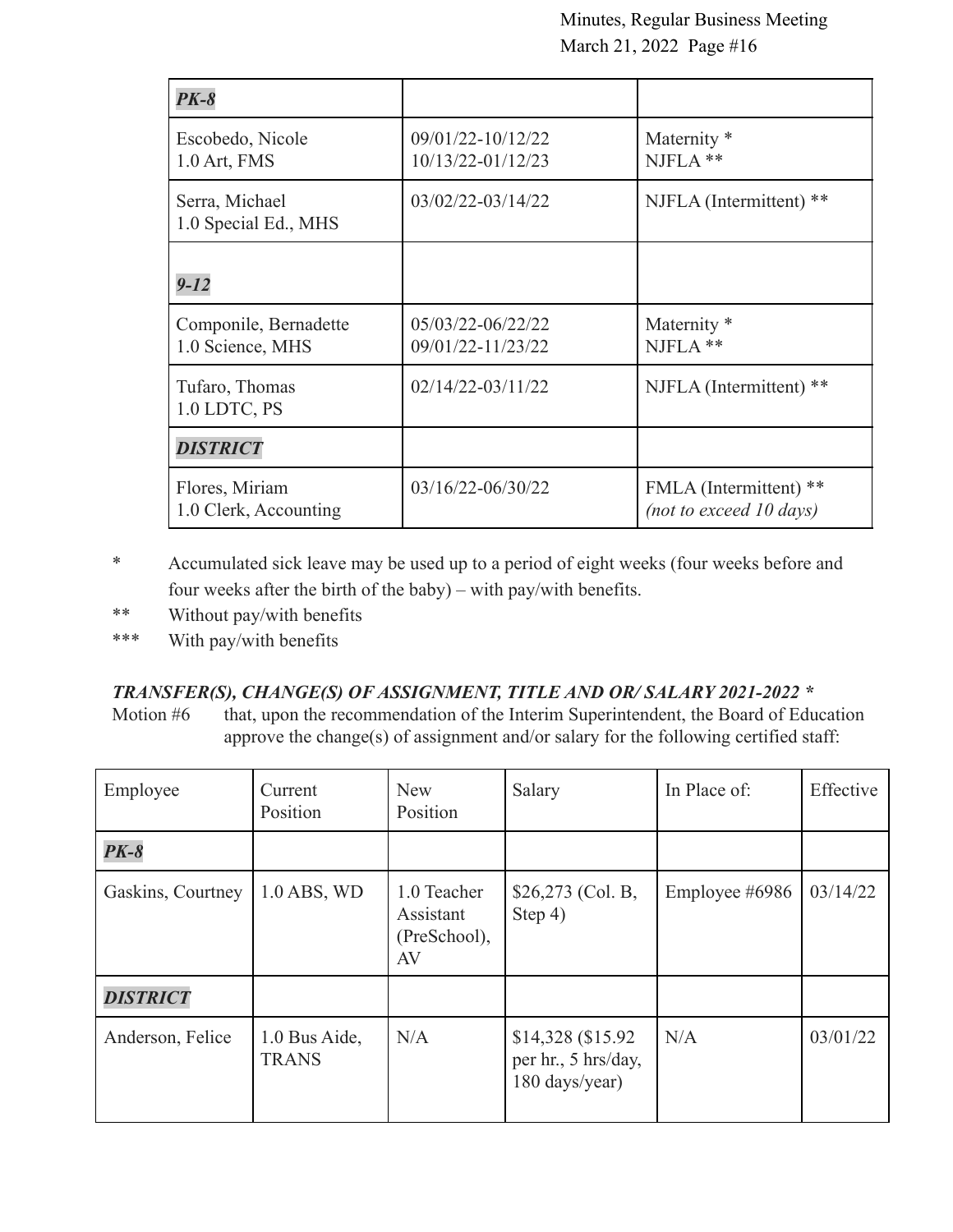| *PK-8* | | |
|---|---|---|
| Escobedo, Nicole<br>1.0 Art, FMS | 09/01/22-10/12/22<br>10/13/22-01/12/23 | Maternity *<br>NJFLA ** |
| Serra, Michael<br>1.0 Special Ed., MHS | 03/02/22-03/14/22 | NJFLA (Intermittent) ** |
| *9-12* | | |
| Componile, Bernadette<br>1.0 Science, MHS | 05/03/22-06/22/22<br>09/01/22-11/23/22 | Maternity *<br>NJFLA ** |
| Tufaro, Thomas<br>1.0 LDTC, PS | 02/14/22-03/11/22 | NJFLA (Intermittent) ** |
| *DISTRICT* | | |
| Flores, Miriam<br>1.0 Clerk, Accounting | 03/16/22-06/30/22 | FMLA (Intermittent) **<br>*(not to exceed 10 days)* |

\* Accumulated sick leave may be used up to a period of eight weeks (four weeks before and four weeks after the birth of the baby) – with pay/with benefits.

\** Without pay/with benefits

\*** With pay/with benefits

***TRANSFER(S), CHANGE(S) OF ASSIGNMENT, TITLE AND OR/ SALARY 2021-2022 ****

Motion #6 that, upon the recommendation of the Interim Superintendent, the Board of Education approve the change(s) of assignment and/or salary for the following certified staff:

| Employee | Current Position | New Position | Salary | In Place of: | Effective |
|---|---|---|---|---|---|
| *PK-8* | | | | | |
| Gaskins, Courtney | 1.0 ABS, WD | 1.0 Teacher Assistant (PreSchool), AV | $26,273 (Col. B, Step 4) | Employee #6986 | 03/14/22 |
| *DISTRICT* | | | | | |
| Anderson, Felice | 1.0 Bus Aide, TRANS | N/A | $14,328 ($15.92 per hr., 5 hrs/day, 180 days/year) | N/A | 03/01/22 |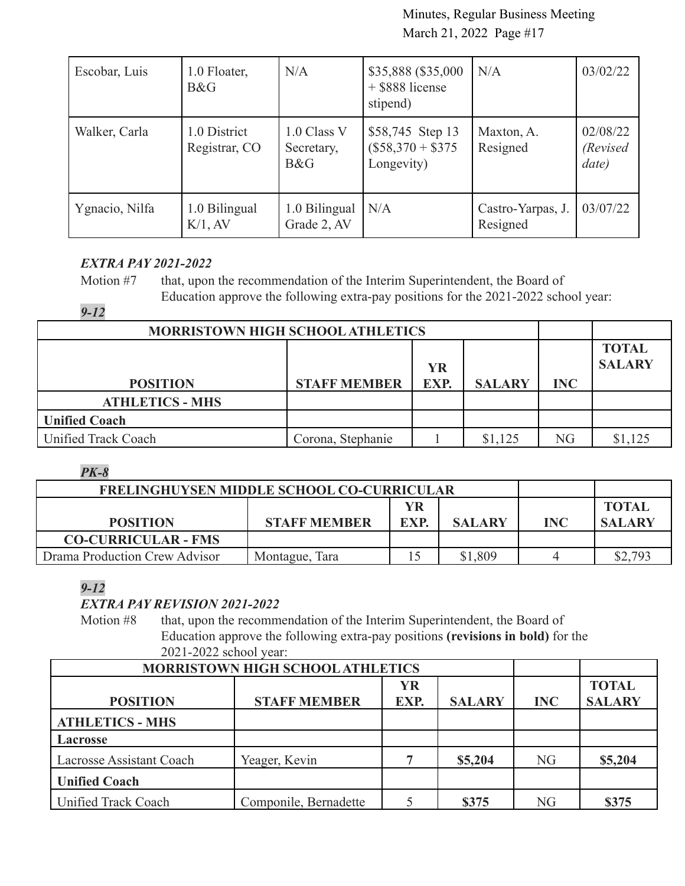| Escobar, Luis | 1.0 Floater, B&G | N/A | $35,888 ($35,000 + $888 license stipend) | N/A | 03/02/22 |
|---|---|---|---|---|---|
| Walker, Carla | 1.0 District Registrar, CO | 1.0 Class V Secretary, B&G | $58,745 Step 13 ($58,370 + $375 Longevity) | Maxton, A. Resigned | 02/08/22 *(Revised date)* |
| Ygnacio, Nilfa | 1.0 Bilingual K/1, AV | 1.0 Bilingual Grade 2, AV | N/A | Castro-Yarpas, J. Resigned | 03/07/22 |

***EXTRA PAY 2021-2022***

Motion #7 that, upon the recommendation of the Interim Superintendent, the Board of Education approve the following extra-pay positions for the 2021-2022 school year:

***9-12***

| MORRISTOWN HIGH SCHOOL ATHLETICS | | | | | |
|---|---|---|---|---|---|
| **POSITION** | **STAFF MEMBER** | **YR EXP.** | **SALARY** | **INC** | **TOTAL SALARY** |
| **ATHLETICS - MHS** | | | | | |
| **Unified Coach** | | | | | |
| Unified Track Coach | Corona, Stephanie | 1 | $1,125 | NG | $1,125 |

***PK-8***

| FRELINGHUYSEN MIDDLE SCHOOL CO-CURRICULAR | | | | | |
|---|---|---|---|---|---|
| **POSITION** | **STAFF MEMBER** | **YR EXP.** | **SALARY** | **INC** | **TOTAL SALARY** |
| **CO-CURRICULAR - FMS** | | | | | |
| Drama Production Crew Advisor | Montague, Tara | 15 | $1,809 | 4 | $2,793 |

***9-12***

***EXTRA PAY REVISION 2021-2022***

Motion #8 that, upon the recommendation of the Interim Superintendent, the Board of Education approve the following extra-pay positions **(revisions in bold)** for the 2021-2022 school year:

| MORRISTOWN HIGH SCHOOL ATHLETICS | | | | | |
|---|---|---|---|---|---|
| **POSITION** | **STAFF MEMBER** | **YR EXP.** | **SALARY** | **INC** | **TOTAL SALARY** |
| **ATHLETICS - MHS** | | | | | |
| **Lacrosse** | | | | | |
| Lacrosse Assistant Coach | Yeager, Kevin | **7** | **$5,204** | NG | **$5,204** |
| **Unified Coach** | | | | | |
| Unified Track Coach | Componile, Bernadette | 5 | **$375** | NG | **$375** |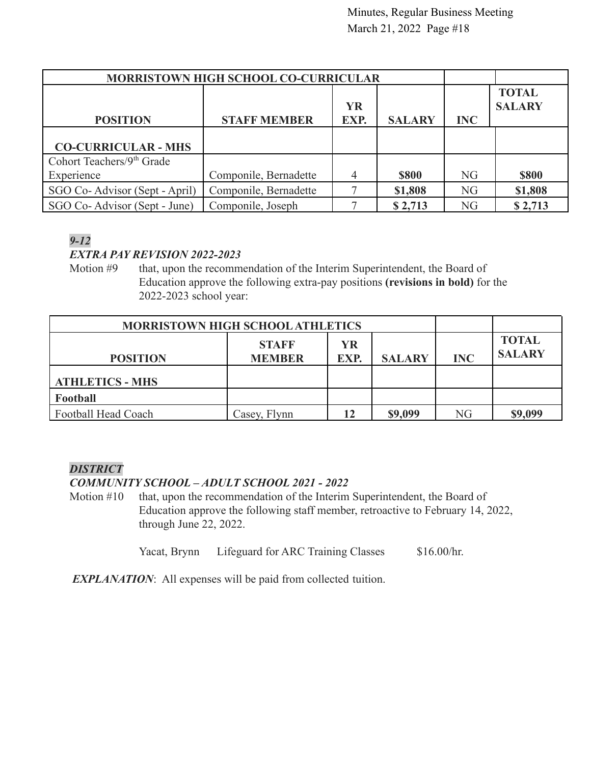| MORRISTOWN HIGH SCHOOL CO-CURRICULAR | | | | | |
|---|---|---|---|---|---|
| **POSITION** | **STAFF MEMBER** | **YR EXP.** | **SALARY** | **INC** | **TOTAL SALARY** |
| **CO-CURRICULAR - MHS** | | | | | |
| Cohort Teachers/9th Grade Experience | Componile, Bernadette | 4 | **$800** | NG | **$800** |
| SGO Co- Advisor (Sept - April) | Componile, Bernadette | 7 | **$1,808** | NG | **$1,808** |
| SGO Co- Advisor (Sept - June) | Componile, Joseph | 7 | **$ 2,713** | NG | **$ 2,713** |

***9-12***

***EXTRA PAY REVISION 2022-2023***

Motion #9 that, upon the recommendation of the Interim Superintendent, the Board of Education approve the following extra-pay positions **(revisions in bold)** for the 2022-2023 school year:

| MORRISTOWN HIGH SCHOOL ATHLETICS | | | | | |
|---|---|---|---|---|---|
| **POSITION** | **STAFF MEMBER** | **YR EXP.** | **SALARY** | **INC** | **TOTAL SALARY** |
| **ATHLETICS - MHS** | | | | | |
| **Football** | | | | | |
| Football Head Coach | Casey, Flynn | **12** | **$9,099** | NG | **$9,099** |

***DISTRICT***

***COMMUNITY SCHOOL – ADULT SCHOOL 2021 - 2022***

Motion #10 that, upon the recommendation of the Interim Superintendent, the Board of Education approve the following staff member, retroactive to February 14, 2022, through June 22, 2022.

Yacat, Brynn Lifeguard for ARC Training Classes $16.00/hr.

***EXPLANATION***: All expenses will be paid from collected tuition.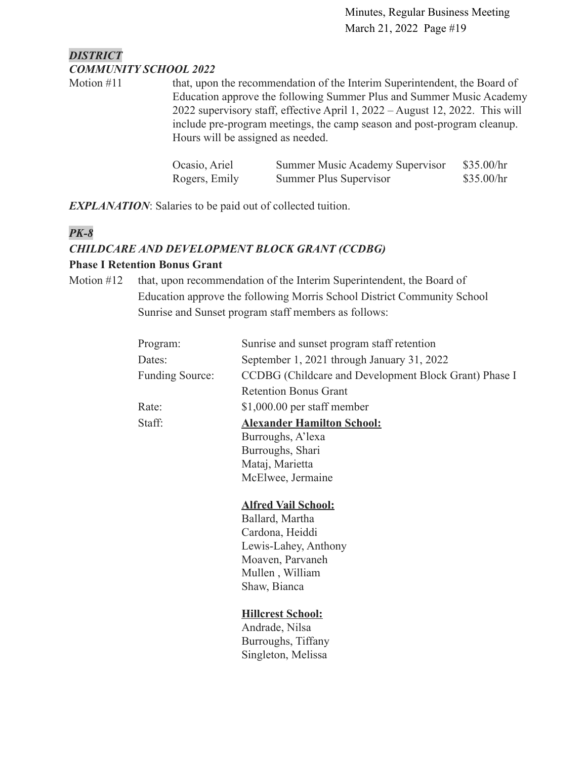***DISTRICT***

***COMMUNITY SCHOOL 2022***

Motion #11 that, upon the recommendation of the Interim Superintendent, the Board of Education approve the following Summer Plus and Summer Music Academy 2022 supervisory staff, effective April 1, 2022 – August 12, 2022. This will include pre-program meetings, the camp season and post-program cleanup. Hours will be assigned as needed.

| | | |
|---|---|---|
| Ocasio, Ariel | Summer Music Academy Supervisor | $35.00/hr |
| Rogers, Emily | Summer Plus Supervisor | $35.00/hr |

***EXPLANATION***: Salaries to be paid out of collected tuition.

***PK-8***

***CHILDCARE AND DEVELOPMENT BLOCK GRANT (CCDBG)***

**Phase I Retention Bonus Grant**

Motion #12 that, upon recommendation of the Interim Superintendent, the Board of Education approve the following Morris School District Community School Sunrise and Sunset program staff members as follows:

Program: Sunrise and sunset program staff retention

Dates: September 1, 2021 through January 31, 2022

Funding Source: CCDBG (Childcare and Development Block Grant) Phase I Retention Bonus Grant

Rate: $1,000.00 per staff member

Staff:

**Alexander Hamilton School:**

Burroughs, A'lexa
Burroughs, Shari
Mataj, Marietta
McElwee, Jermaine

**Alfred Vail School:**

Ballard, Martha
Cardona, Heiddi
Lewis-Lahey, Anthony
Moaven, Parvaneh
Mullen , William
Shaw, Bianca

**Hillcrest School:**

Andrade, Nilsa
Burroughs, Tiffany
Singleton, Melissa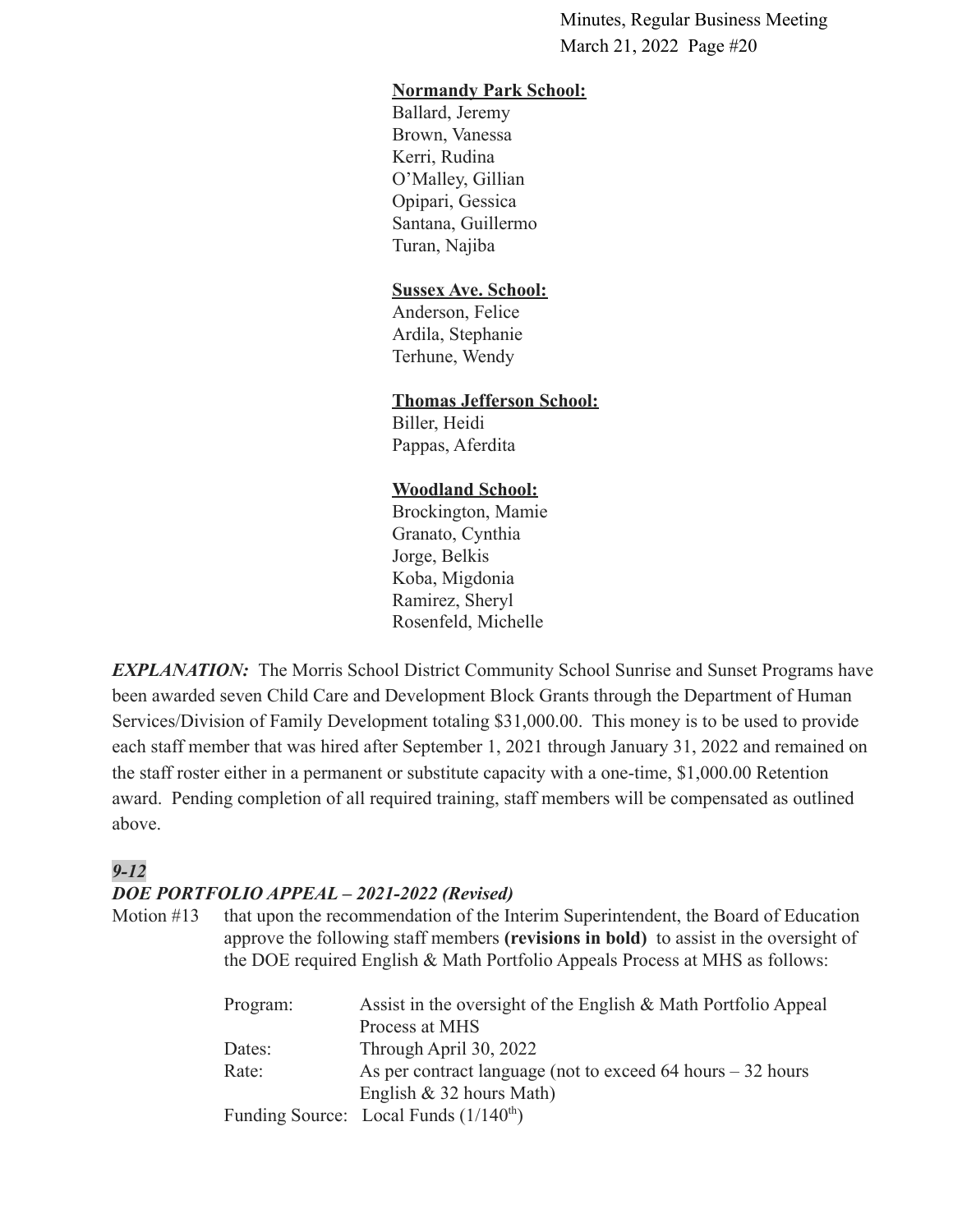**Normandy Park School:**
Ballard, Jeremy
Brown, Vanessa
Kerri, Rudina
O'Malley, Gillian
Opipari, Gessica
Santana, Guillermo
Turan, Najiba

**Sussex Ave. School:**
Anderson, Felice
Ardila, Stephanie
Terhune, Wendy

**Thomas Jefferson School:**
Biller, Heidi
Pappas, Aferdita

**Woodland School:**
Brockington, Mamie
Granato, Cynthia
Jorge, Belkis
Koba, Migdonia
Ramirez, Sheryl
Rosenfeld, Michelle

***EXPLANATION:*** The Morris School District Community School Sunrise and Sunset Programs have been awarded seven Child Care and Development Block Grants through the Department of Human Services/Division of Family Development totaling $31,000.00. This money is to be used to provide each staff member that was hired after September 1, 2021 through January 31, 2022 and remained on the staff roster either in a permanent or substitute capacity with a one-time, $1,000.00 Retention award. Pending completion of all required training, staff members will be compensated as outlined above.

***9-12***

***DOE PORTFOLIO APPEAL – 2021-2022 (Revised)***

Motion #13 that upon the recommendation of the Interim Superintendent, the Board of Education approve the following staff members **(revisions in bold)** to assist in the oversight of the DOE required English & Math Portfolio Appeals Process at MHS as follows:

Program: Assist in the oversight of the English & Math Portfolio Appeal Process at MHS
Dates: Through April 30, 2022
Rate: As per contract language (not to exceed 64 hours – 32 hours English & 32 hours Math)
Funding Source: Local Funds ($1/140^{th}$)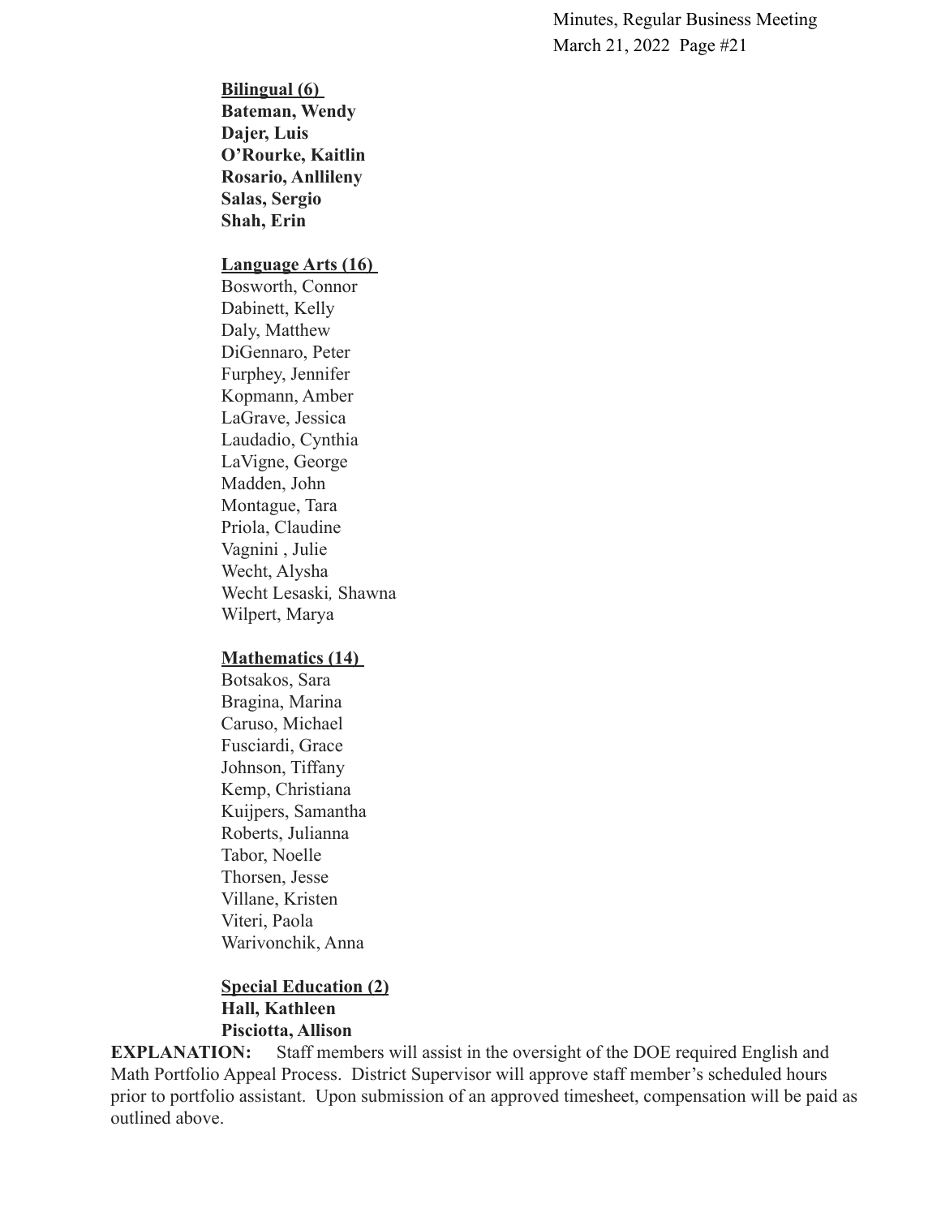**<u>Bilingual (6)</u>**
**Bateman, Wendy**
**Dajer, Luis**
**O'Rourke, Kaitlin**
**Rosario, Anllileny**
**Salas, Sergio**
**Shah, Erin**

**<u>Language Arts (16)</u>**
Bosworth, Connor
Dabinett, Kelly
Daly, Matthew
DiGennaro, Peter
Furphey, Jennifer
Kopmann, Amber
LaGrave, Jessica
Laudadio, Cynthia
LaVigne, George
Madden, John
Montague, Tara
Priola, Claudine
Vagnini , Julie
Wecht, Alysha
Wecht Lesaski*,* Shawna
Wilpert, Marya

**<u>Mathematics (14)</u>**
Botsakos, Sara
Bragina, Marina
Caruso, Michael
Fusciardi, Grace
Johnson, Tiffany
Kemp, Christiana
Kuijpers, Samantha
Roberts, Julianna
Tabor, Noelle
Thorsen, Jesse
Villane, Kristen
Viteri, Paola
Warivonchik, Anna

**<u>Special Education (2)</u>**
**Hall, Kathleen**
**Pisciotta, Allison**

**EXPLANATION:** Staff members will assist in the oversight of the DOE required English and Math Portfolio Appeal Process. District Supervisor will approve staff member's scheduled hours prior to portfolio assistant. Upon submission of an approved timesheet, compensation will be paid as outlined above.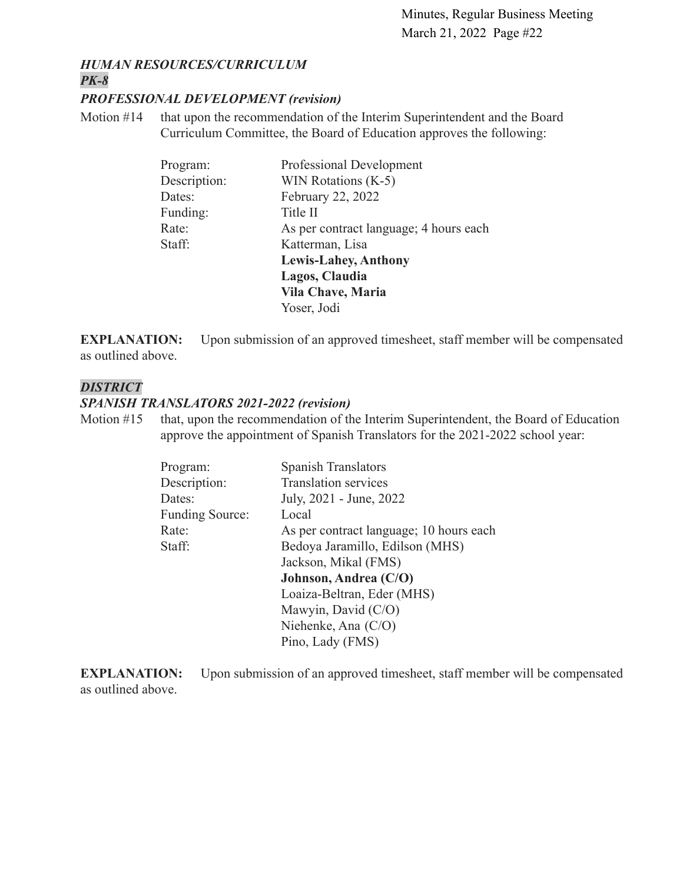### *HUMAN RESOURCES/CURRICULUM*

### *PK-8*

### *PROFESSIONAL DEVELOPMENT (revision)*

Motion #14 that upon the recommendation of the Interim Superintendent and the Board Curriculum Committee, the Board of Education approves the following:

| | |
|---|---|
| Program: | Professional Development |
| Description: | WIN Rotations (K-5) |
| Dates: | February 22, 2022 |
| Funding: | Title II |
| Rate: | As per contract language; 4 hours each |
| Staff: | Katterman, Lisa |
| | **Lewis-Lahey, Anthony** |
| | **Lagos, Claudia** |
| | **Vila Chave, Maria** |
| | Yoser, Jodi |

**EXPLANATION:** Upon submission of an approved timesheet, staff member will be compensated as outlined above.

### *DISTRICT*

### *SPANISH TRANSLATORS 2021-2022 (revision)*

Motion #15 that, upon the recommendation of the Interim Superintendent, the Board of Education approve the appointment of Spanish Translators for the 2021-2022 school year:

| | |
|---|---|
| Program: | Spanish Translators |
| Description: | Translation services |
| Dates: | July, 2021 - June, 2022 |
| Funding Source: | Local |
| Rate: | As per contract language; 10 hours each |
| Staff: | Bedoya Jaramillo, Edilson (MHS) |
| | Jackson, Mikal (FMS) |
| | **Johnson, Andrea (C/O)** |
| | Loaiza-Beltran, Eder (MHS) |
| | Mawyin, David (C/O) |
| | Niehenke, Ana (C/O) |
| | Pino, Lady (FMS) |

**EXPLANATION:** Upon submission of an approved timesheet, staff member will be compensated as outlined above.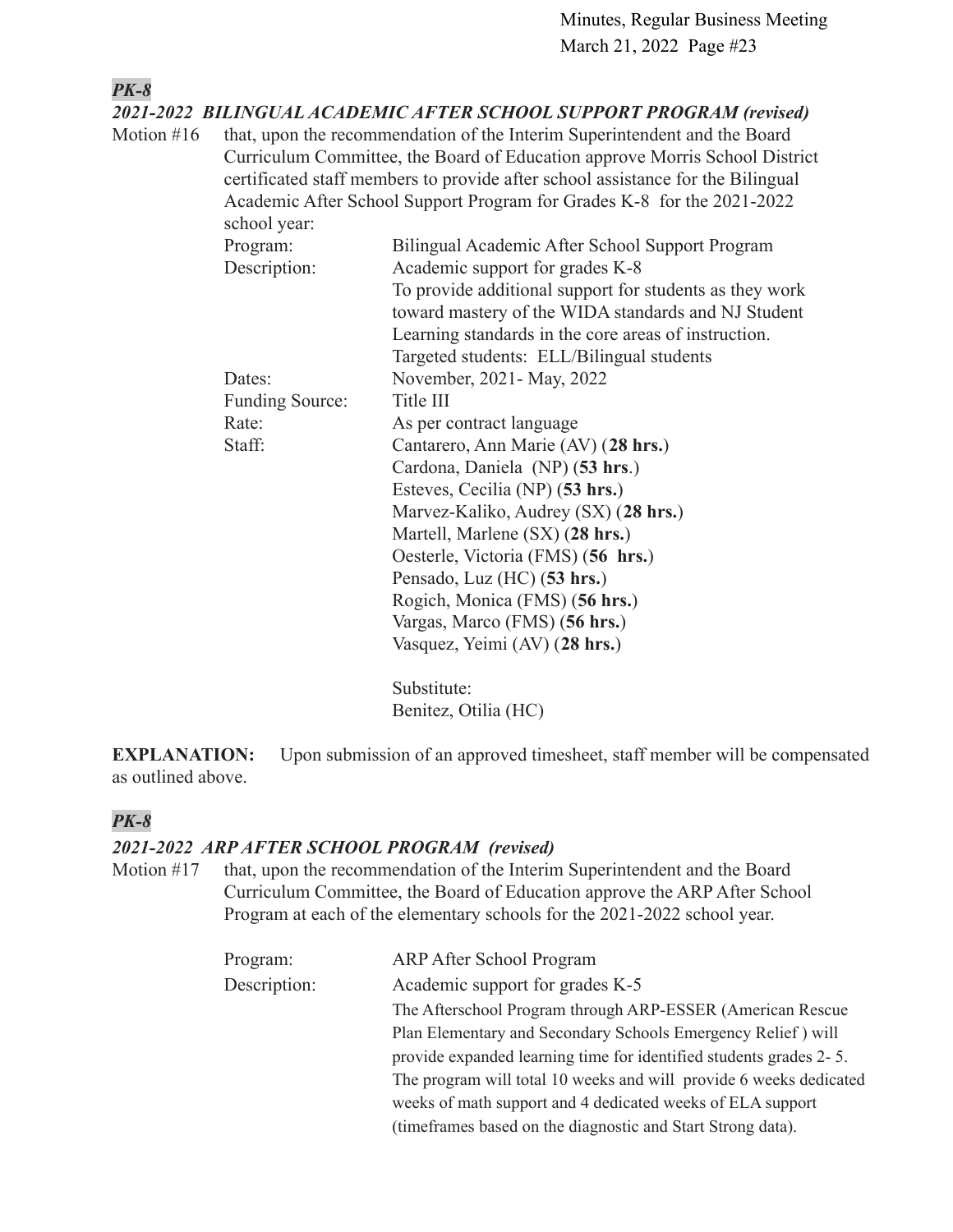***PK-8***

***2021-2022 BILINGUAL ACADEMIC AFTER SCHOOL SUPPORT PROGRAM (revised)***

Motion #16 that, upon the recommendation of the Interim Superintendent and the Board Curriculum Committee, the Board of Education approve Morris School District certificated staff members to provide after school assistance for the Bilingual Academic After School Support Program for Grades K-8 for the 2021-2022 school year:

| | |
|---|---|
| Program: | Bilingual Academic After School Support Program |
| Description: | Academic support for grades K-8<br>To provide additional support for students as they work toward mastery of the WIDA standards and NJ Student Learning standards in the core areas of instruction.<br>Targeted students: ELL/Bilingual students |
| Dates: | November, 2021- May, 2022 |
| Funding Source: | Title III |
| Rate: | As per contract language |
| Staff: | Cantarero, Ann Marie (AV) (**28 hrs.**)<br>Cardona, Daniela (NP) (**53 hrs**.)<br>Esteves, Cecilia (NP) (**53 hrs.**)<br>Marvez-Kaliko, Audrey (SX) (**28 hrs.**)<br>Martell, Marlene (SX) (**28 hrs.**)<br>Oesterle, Victoria (FMS) (**56 hrs.**)<br>Pensado, Luz (HC) (**53 hrs.**)<br>Rogich, Monica (FMS) (**56 hrs.**)<br>Vargas, Marco (FMS) (**56 hrs.**)<br>Vasquez, Yeimi (AV) (**28 hrs.**)<br><br>Substitute:<br>Benitez, Otilia (HC) |

**EXPLANATION:** Upon submission of an approved timesheet, staff member will be compensated as outlined above.

***PK-8***

***2021-2022 ARP AFTER SCHOOL PROGRAM (revised)***

Motion #17 that, upon the recommendation of the Interim Superintendent and the Board Curriculum Committee, the Board of Education approve the ARP After School Program at each of the elementary schools for the 2021-2022 school year.

| | |
|---|---|
| Program: | ARP After School Program |
| Description: | Academic support for grades K-5<br>The Afterschool Program through ARP-ESSER (American Rescue Plan Elementary and Secondary Schools Emergency Relief ) will provide expanded learning time for identified students grades 2- 5. The program will total 10 weeks and will provide 6 weeks dedicated weeks of math support and 4 dedicated weeks of ELA support (timeframes based on the diagnostic and Start Strong data). |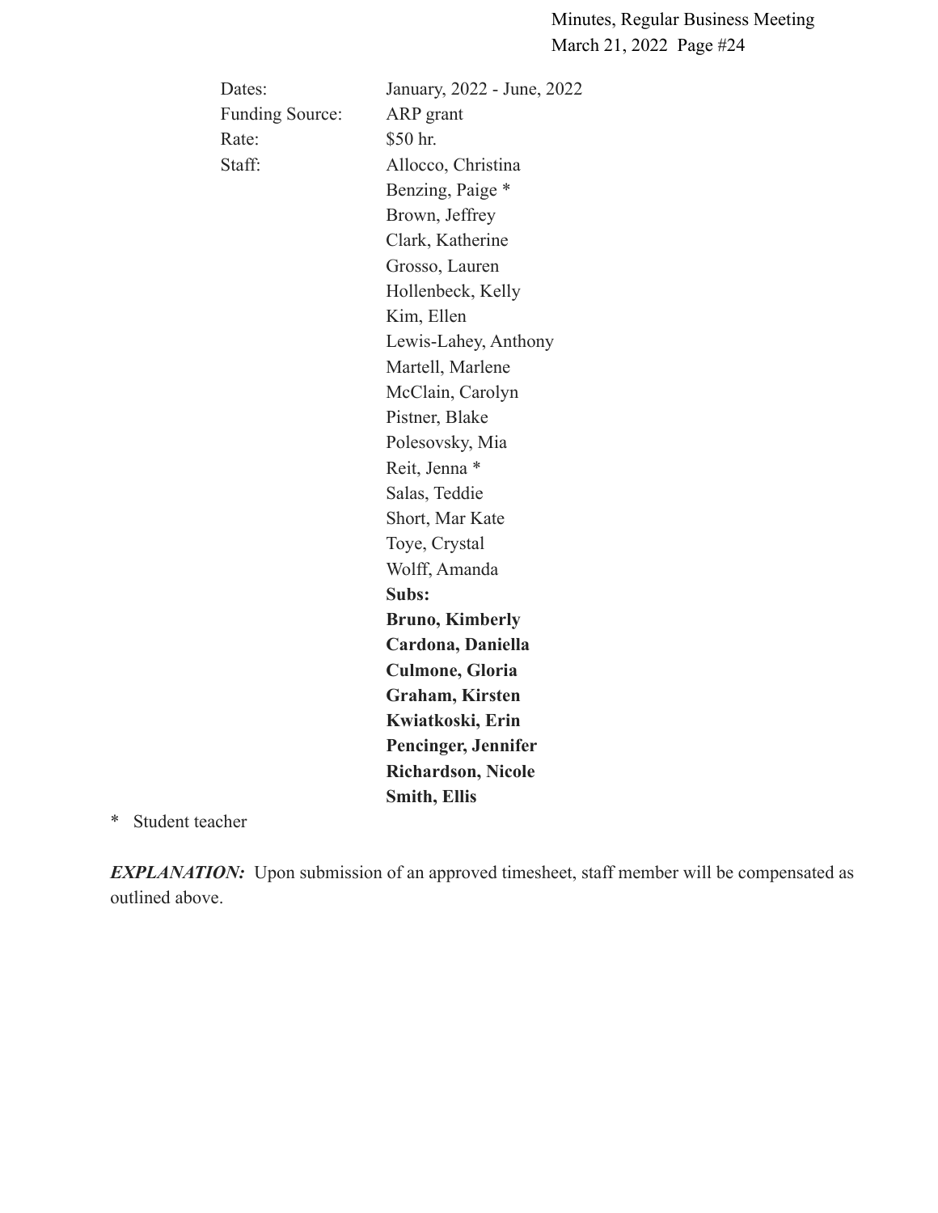| | |
|---|---|
| Dates: | January, 2022 - June, 2022 |
| Funding Source: | ARP grant |
| Rate: | $50 hr. |
| Staff: | Allocco, Christina |
| | Benzing, Paige * |
| | Brown, Jeffrey |
| | Clark, Katherine |
| | Grosso, Lauren |
| | Hollenbeck, Kelly |
| | Kim, Ellen |
| | Lewis-Lahey, Anthony |
| | Martell, Marlene |
| | McClain, Carolyn |
| | Pistner, Blake |
| | Polesovsky, Mia |
| | Reit, Jenna * |
| | Salas, Teddie |
| | Short, Mar Kate |
| | Toye, Crystal |
| | Wolff, Amanda |
| | **Subs:** |
| | **Bruno, Kimberly** |
| | **Cardona, Daniella** |
| | **Culmone, Gloria** |
| | **Graham, Kirsten** |
| | **Kwiatkoski, Erin** |
| | **Pencinger, Jennifer** |
| | **Richardson, Nicole** |
| | **Smith, Ellis** |

\* Student teacher

***EXPLANATION:*** Upon submission of an approved timesheet, staff member will be compensated as outlined above.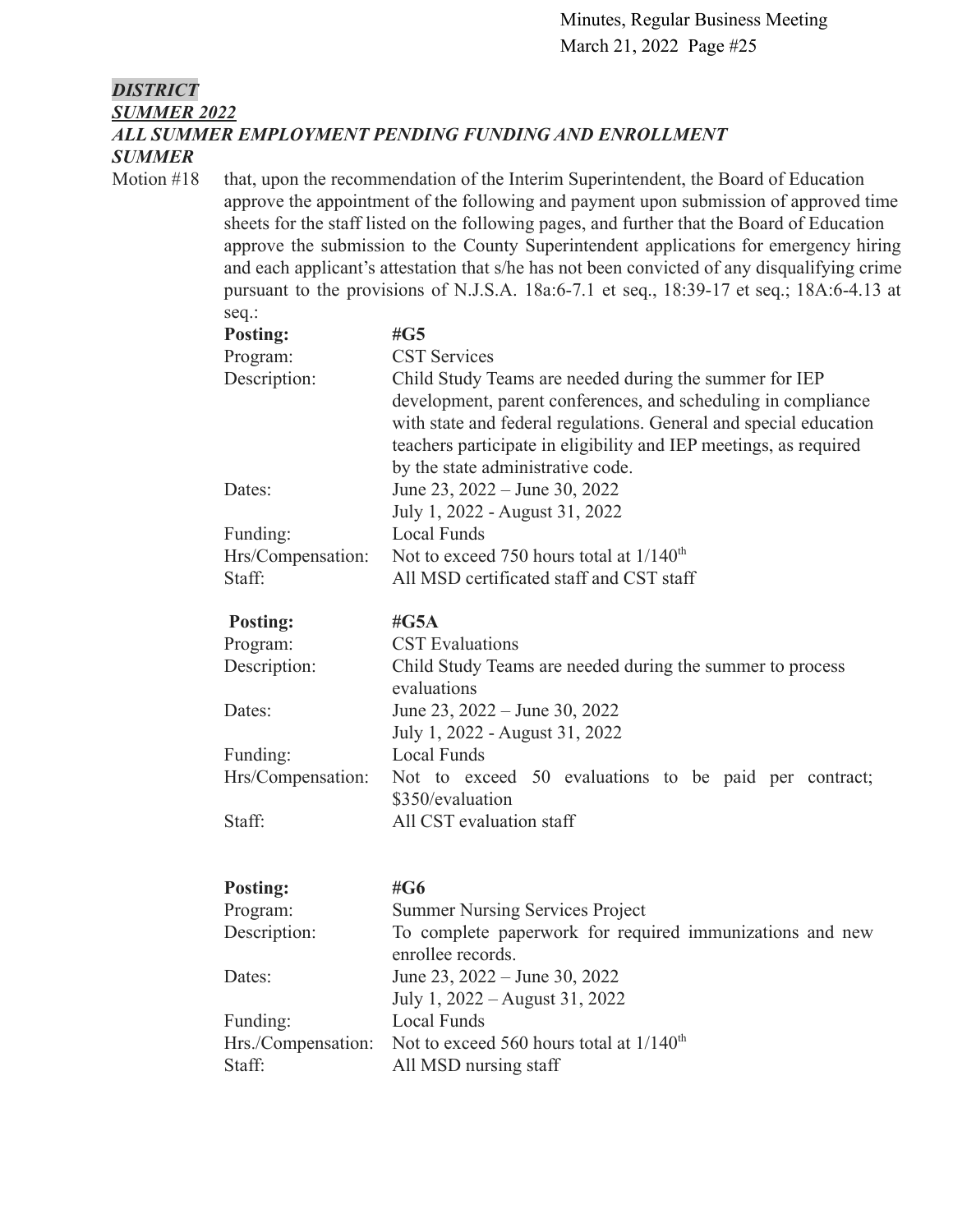***DISTRICT***
***SUMMER 2022***
***ALL SUMMER EMPLOYMENT PENDING FUNDING AND ENROLLMENT***
***SUMMER***

Motion #18 that, upon the recommendation of the Interim Superintendent, the Board of Education approve the appointment of the following and payment upon submission of approved time sheets for the staff listed on the following pages, and further that the Board of Education approve the submission to the County Superintendent applications for emergency hiring and each applicant's attestation that s/he has not been convicted of any disqualifying crime pursuant to the provisions of N.J.S.A. 18a:6-7.1 et seq., 18:39-17 et seq.; 18A:6-4.13 at seq.:

| | |
|---|---|
| **Posting:** | **#G5** |
| Program: | CST Services |
| Description: | Child Study Teams are needed during the summer for IEP development, parent conferences, and scheduling in compliance with state and federal regulations. General and special education teachers participate in eligibility and IEP meetings, as required by the state administrative code. |
| Dates: | June 23, 2022 – June 30, 2022<br>July 1, 2022 - August 31, 2022 |
| Funding: | Local Funds |
| Hrs/Compensation: | Not to exceed 750 hours total at 1/140th |
| Staff: | All MSD certificated staff and CST staff |

| | |
|---|---|
| **Posting:** | **#G5A** |
| Program: | CST Evaluations |
| Description: | Child Study Teams are needed during the summer to process evaluations |
| Dates: | June 23, 2022 – June 30, 2022<br>July 1, 2022 - August 31, 2022 |
| Funding: | Local Funds |
| Hrs/Compensation: | Not to exceed 50 evaluations to be paid per contract; $350/evaluation |
| Staff: | All CST evaluation staff |

| | |
|---|---|
| **Posting:** | **#G6** |
| Program: | Summer Nursing Services Project |
| Description: | To complete paperwork for required immunizations and new enrollee records. |
| Dates: | June 23, 2022 – June 30, 2022<br>July 1, 2022 – August 31, 2022 |
| Funding: | Local Funds |
| Hrs./Compensation: | Not to exceed 560 hours total at 1/140th |
| Staff: | All MSD nursing staff |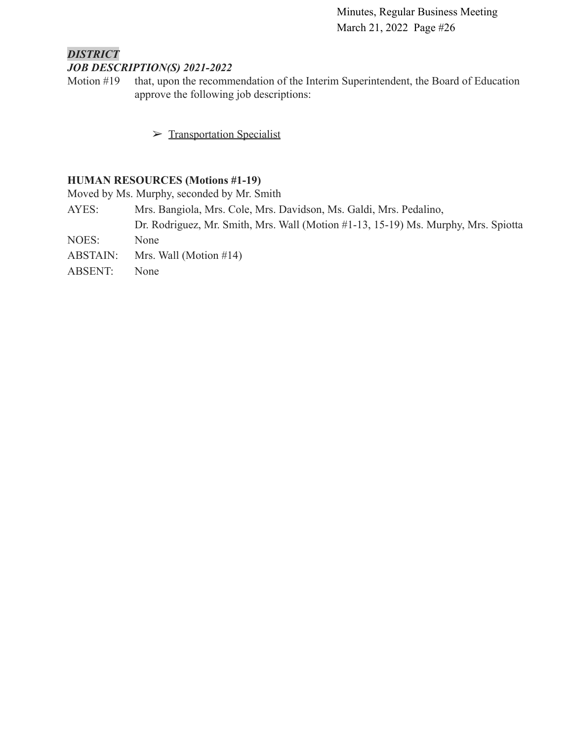***DISTRICT***

***JOB DESCRIPTION(S) 2021-2022***

Motion #19 that, upon the recommendation of the Interim Superintendent, the Board of Education approve the following job descriptions:

- ➢ Transportation Specialist

**HUMAN RESOURCES (Motions #1-19)**

Moved by Ms. Murphy, seconded by Mr. Smith

AYES: Mrs. Bangiola, Mrs. Cole, Mrs. Davidson, Ms. Galdi, Mrs. Pedalino, Dr. Rodriguez, Mr. Smith, Mrs. Wall (Motion #1-13, 15-19) Ms. Murphy, Mrs. Spiotta

NOES: None

ABSTAIN: Mrs. Wall (Motion #14)

ABSENT: None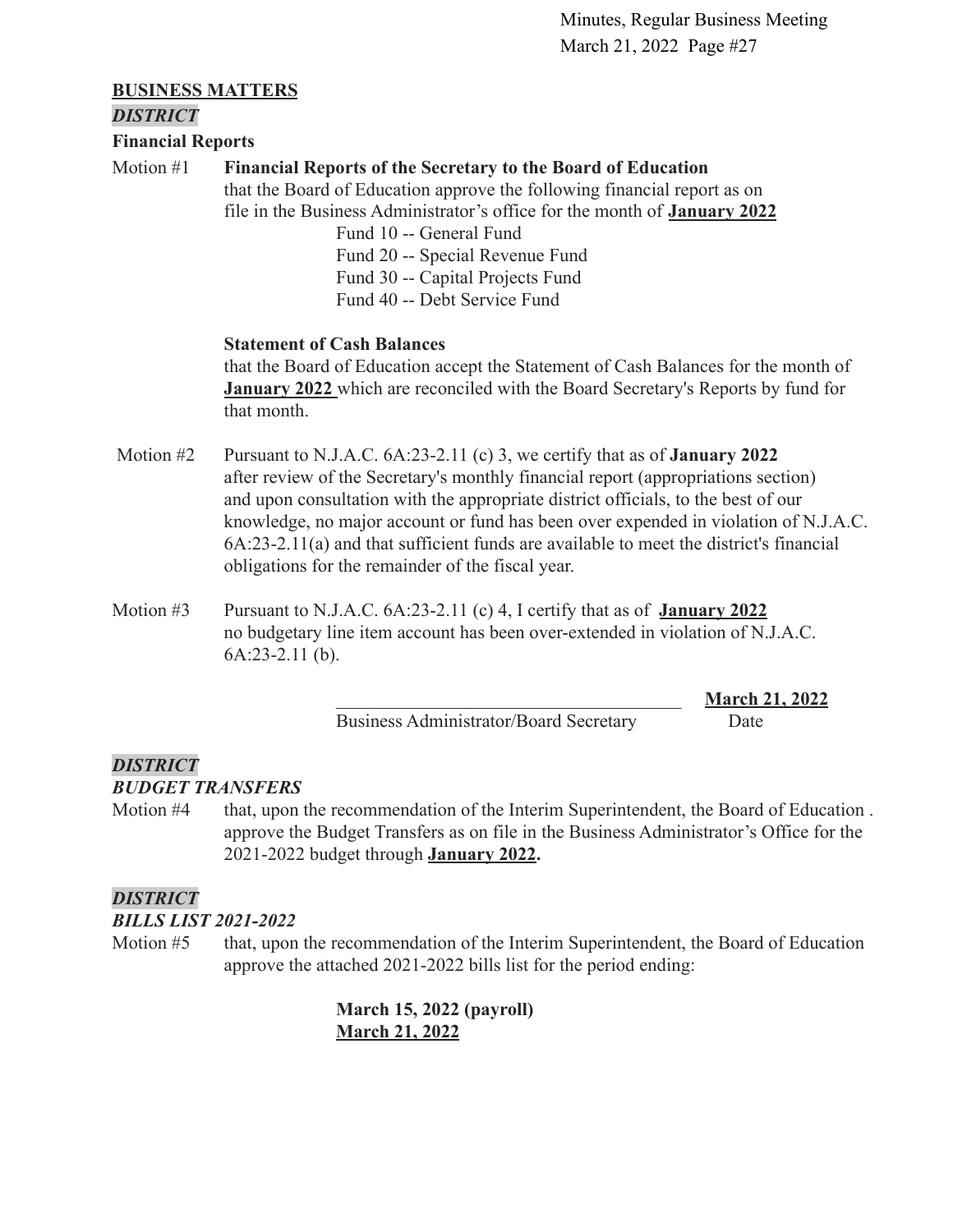## BUSINESS MATTERS

***DISTRICT***

**Financial Reports**

Motion #1 **Financial Reports of the Secretary to the Board of Education**
that the Board of Education approve the following financial report as on file in the Business Administrator's office for the month of **January 2022**

Fund 10 -- General Fund
Fund 20 -- Special Revenue Fund
Fund 30 -- Capital Projects Fund
Fund 40 -- Debt Service Fund

**Statement of Cash Balances**
that the Board of Education accept the Statement of Cash Balances for the month of **January 2022** which are reconciled with the Board Secretary's Reports by fund for that month.

Motion #2 Pursuant to N.J.A.C. 6A:23-2.11 (c) 3, we certify that as of **January 2022** after review of the Secretary's monthly financial report (appropriations section) and upon consultation with the appropriate district officials, to the best of our knowledge, no major account or fund has been over expended in violation of N.J.A.C. 6A:23-2.11(a) and that sufficient funds are available to meet the district's financial obligations for the remainder of the fiscal year.

Motion #3 Pursuant to N.J.A.C. 6A:23-2.11 (c) 4, I certify that as of **January 2022** no budgetary line item account has been over-extended in violation of N.J.A.C. 6A:23-2.11 (b).

______________________________________ **March 21, 2022**
Business Administrator/Board Secretary Date

***DISTRICT***

***BUDGET TRANSFERS***

Motion #4 that, upon the recommendation of the Interim Superintendent, the Board of Education . approve the Budget Transfers as on file in the Business Administrator's Office for the 2021-2022 budget through **January 2022.**

***DISTRICT***

***BILLS LIST 2021-2022***

Motion #5 that, upon the recommendation of the Interim Superintendent, the Board of Education approve the attached 2021-2022 bills list for the period ending:

**March 15, 2022 (payroll)**
**March 21, 2022**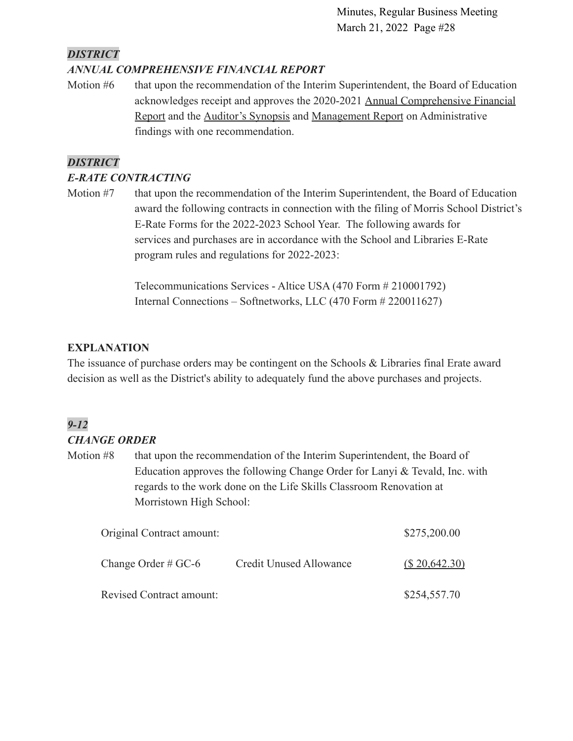***DISTRICT***
***ANNUAL COMPREHENSIVE FINANCIAL REPORT***

Motion #6 that upon the recommendation of the Interim Superintendent, the Board of Education acknowledges receipt and approves the 2020-2021 Annual Comprehensive Financial Report and the Auditor's Synopsis and Management Report on Administrative findings with one recommendation.

***DISTRICT***
***E-RATE CONTRACTING***

Motion #7 that upon the recommendation of the Interim Superintendent, the Board of Education award the following contracts in connection with the filing of Morris School District's E-Rate Forms for the 2022-2023 School Year. The following awards for services and purchases are in accordance with the School and Libraries E-Rate program rules and regulations for 2022-2023:

Telecommunications Services - Altice USA (470 Form # 210001792)
Internal Connections – Softnetworks, LLC (470 Form # 220011627)

**EXPLANATION**

The issuance of purchase orders may be contingent on the Schools & Libraries final Erate award decision as well as the District's ability to adequately fund the above purchases and projects.

***9-12***
***CHANGE ORDER***

Motion #8 that upon the recommendation of the Interim Superintendent, the Board of Education approves the following Change Order for Lanyi & Tevald, Inc. with regards to the work done on the Life Skills Classroom Renovation at Morristown High School:

| | | |
|---|---|---|
| Original Contract amount: | | $275,200.00 |
| Change Order # GC-6 | Credit Unused Allowance | ($ 20,642.30) |
| Revised Contract amount: | | $254,557.70 |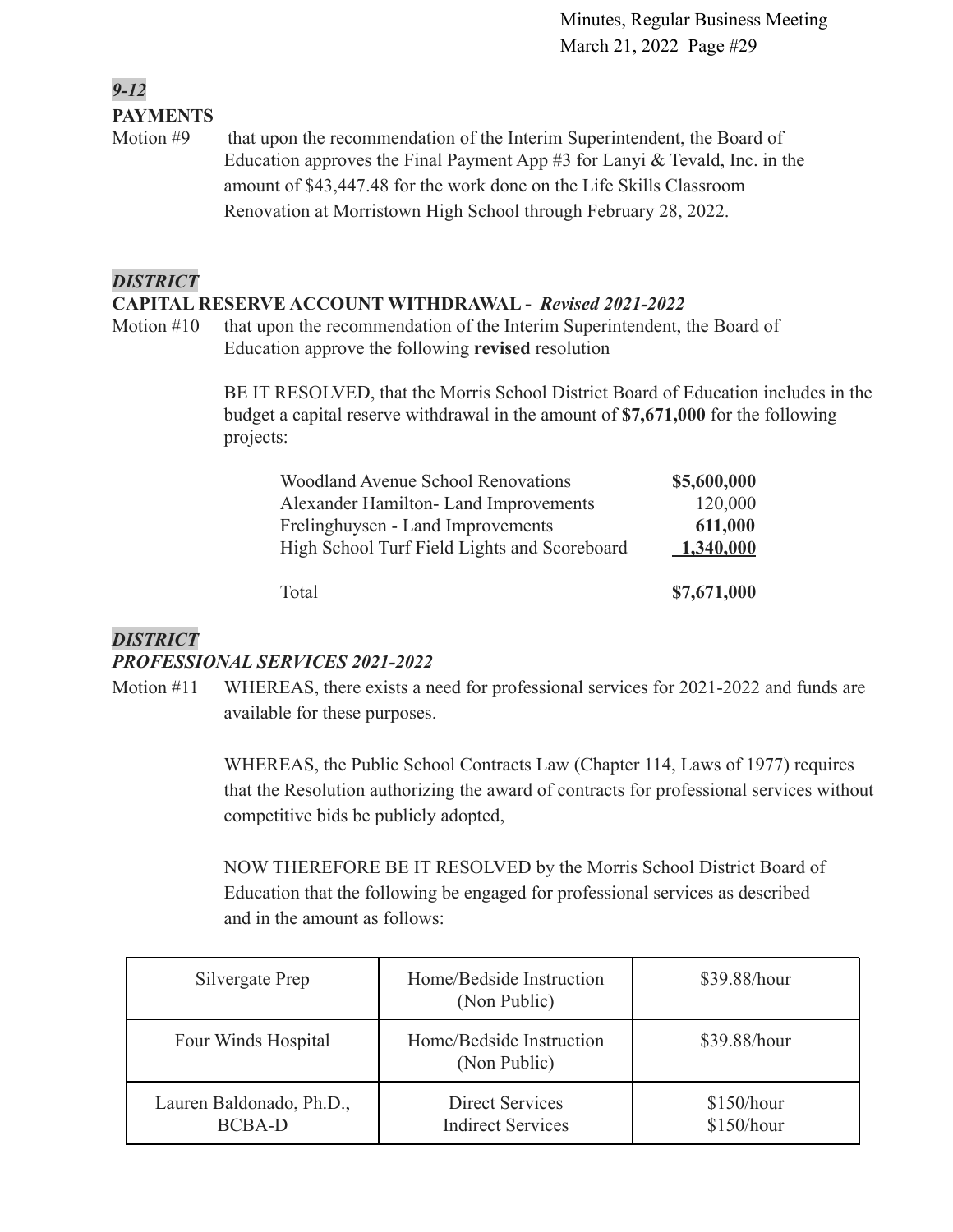***9-12***

**PAYMENTS**

Motion #9 that upon the recommendation of the Interim Superintendent, the Board of Education approves the Final Payment App #3 for Lanyi & Tevald, Inc. in the amount of $43,447.48 for the work done on the Life Skills Classroom Renovation at Morristown High School through February 28, 2022.

***DISTRICT***

**CAPITAL RESERVE ACCOUNT WITHDRAWAL -** ***Revised 2021-2022***

Motion #10 that upon the recommendation of the Interim Superintendent, the Board of Education approve the following **revised** resolution

BE IT RESOLVED, that the Morris School District Board of Education includes in the budget a capital reserve withdrawal in the amount of **$7,671,000** for the following projects:

| | |
|---|---:|
| Woodland Avenue School Renovations | **$5,600,000** |
| Alexander Hamilton- Land Improvements | 120,000 |
| Frelinghuysen - Land Improvements | **611,000** |
| High School Turf Field Lights and Scoreboard | **1,340,000** |
| Total | **$7,671,000** |

***DISTRICT***

***PROFESSIONAL SERVICES 2021-2022***

Motion #11 WHEREAS, there exists a need for professional services for 2021-2022 and funds are available for these purposes.

WHEREAS, the Public School Contracts Law (Chapter 114, Laws of 1977) requires that the Resolution authorizing the award of contracts for professional services without competitive bids be publicly adopted,

NOW THEREFORE BE IT RESOLVED by the Morris School District Board of Education that the following be engaged for professional services as described and in the amount as follows:

| | | |
|---|---|---|
| Silvergate Prep | Home/Bedside Instruction (Non Public) | $39.88/hour |
| Four Winds Hospital | Home/Bedside Instruction (Non Public) | $39.88/hour |
| Lauren Baldonado, Ph.D., BCBA-D | Direct Services<br>Indirect Services | $150/hour<br>$150/hour |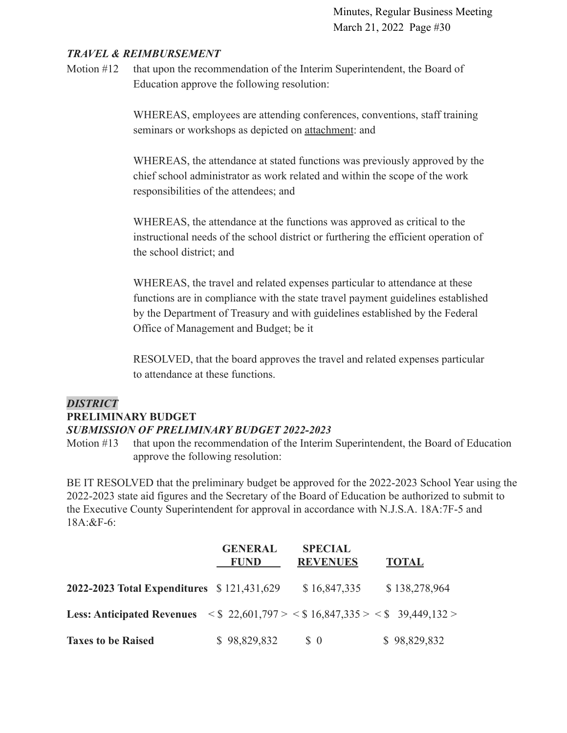***TRAVEL & REIMBURSEMENT***

Motion #12 that upon the recommendation of the Interim Superintendent, the Board of Education approve the following resolution:

WHEREAS, employees are attending conferences, conventions, staff training seminars or workshops as depicted on attachment: and

WHEREAS, the attendance at stated functions was previously approved by the chief school administrator as work related and within the scope of the work responsibilities of the attendees; and

WHEREAS, the attendance at the functions was approved as critical to the instructional needs of the school district or furthering the efficient operation of the school district; and

WHEREAS, the travel and related expenses particular to attendance at these functions are in compliance with the state travel payment guidelines established by the Department of Treasury and with guidelines established by the Federal Office of Management and Budget; be it

RESOLVED, that the board approves the travel and related expenses particular to attendance at these functions.

***DISTRICT***

**PRELIMINARY BUDGET**

***SUBMISSION OF PRELIMINARY BUDGET 2022-2023***

Motion #13 that upon the recommendation of the Interim Superintendent, the Board of Education approve the following resolution:

BE IT RESOLVED that the preliminary budget be approved for the 2022-2023 School Year using the 2022-2023 state aid figures and the Secretary of the Board of Education be authorized to submit to the Executive County Superintendent for approval in accordance with N.J.S.A. 18A:7F-5 and 18A:&F-6:

| | GENERAL FUND | SPECIAL REVENUES | TOTAL |
|---|---|---|---|
| **2022-2023 Total Expenditures** | $ 121,431,629 | $ 16,847,335 | $ 138,278,964 |
| **Less: Anticipated Revenues** | < $ 22,601,797 > | < $ 16,847,335 > | < $ 39,449,132 > |
| **Taxes to be Raised** | $ 98,829,832 | $ 0 | $ 98,829,832 |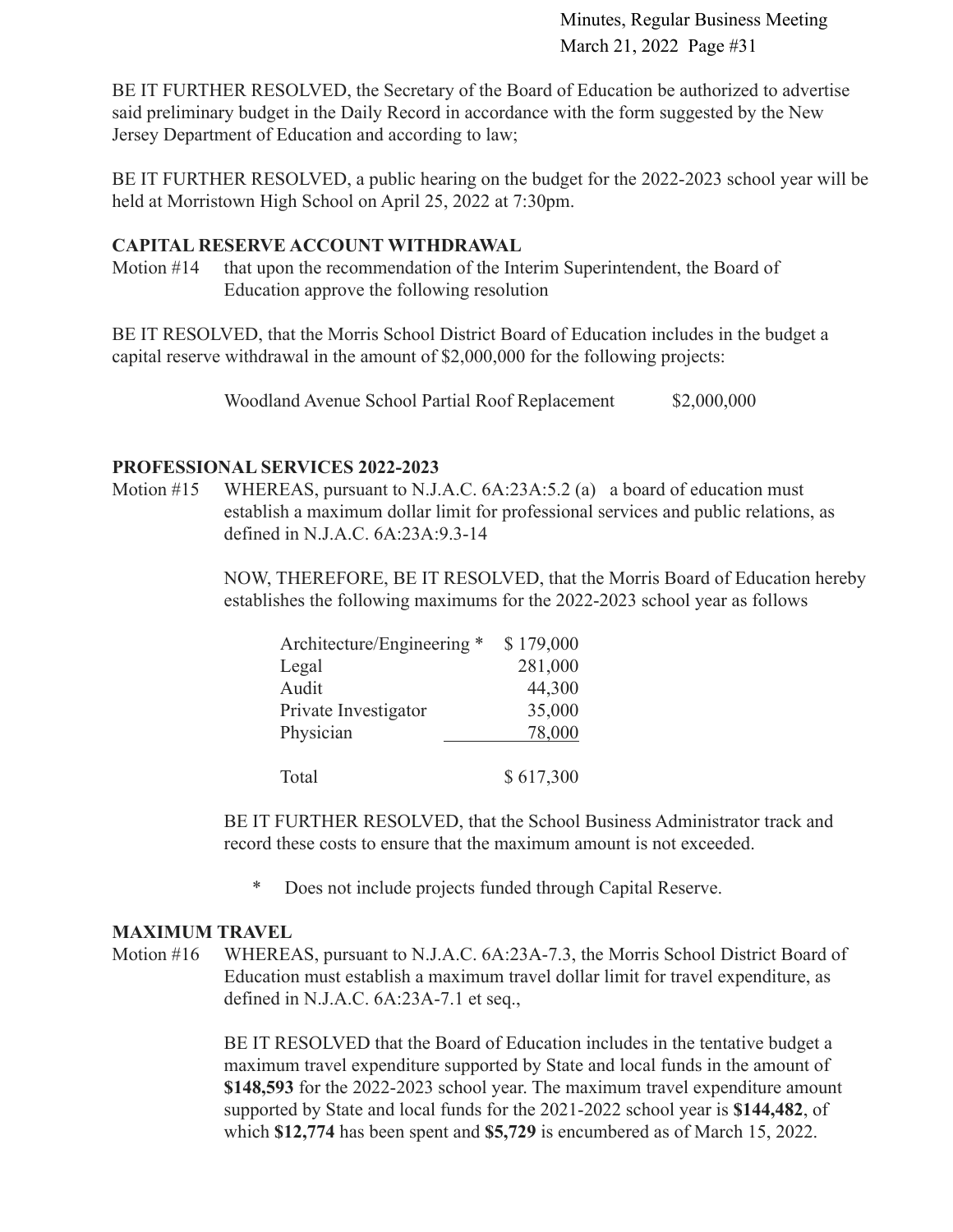BE IT FURTHER RESOLVED, the Secretary of the Board of Education be authorized to advertise said preliminary budget in the Daily Record in accordance with the form suggested by the New Jersey Department of Education and according to law;

BE IT FURTHER RESOLVED, a public hearing on the budget for the 2022-2023 school year will be held at Morristown High School on April 25, 2022 at 7:30pm.

**CAPITAL RESERVE ACCOUNT WITHDRAWAL**

Motion #14 that upon the recommendation of the Interim Superintendent, the Board of Education approve the following resolution

BE IT RESOLVED, that the Morris School District Board of Education includes in the budget a capital reserve withdrawal in the amount of $2,000,000 for the following projects:

| | |
|---|---|
| Woodland Avenue School Partial Roof Replacement | $2,000,000 |

**PROFESSIONAL SERVICES 2022-2023**

Motion #15 WHEREAS, pursuant to N.J.A.C. 6A:23A:5.2 (a) a board of education must establish a maximum dollar limit for professional services and public relations, as defined in N.J.A.C. 6A:23A:9.3-14

NOW, THEREFORE, BE IT RESOLVED, that the Morris Board of Education hereby establishes the following maximums for the 2022-2023 school year as follows

| | |
|---|---|
| Architecture/Engineering * | $ 179,000 |
| Legal | 281,000 |
| Audit | 44,300 |
| Private Investigator | 35,000 |
| Physician | 78,000 |
| Total | $ 617,300 |

BE IT FURTHER RESOLVED, that the School Business Administrator track and record these costs to ensure that the maximum amount is not exceeded.

\* Does not include projects funded through Capital Reserve.

**MAXIMUM TRAVEL**

Motion #16 WHEREAS, pursuant to N.J.A.C. 6A:23A-7.3, the Morris School District Board of Education must establish a maximum travel dollar limit for travel expenditure, as defined in N.J.A.C. 6A:23A-7.1 et seq.,

BE IT RESOLVED that the Board of Education includes in the tentative budget a maximum travel expenditure supported by State and local funds in the amount of **$148,593** for the 2022-2023 school year. The maximum travel expenditure amount supported by State and local funds for the 2021-2022 school year is **$144,482**, of which **$12,774** has been spent and **$5,729** is encumbered as of March 15, 2022.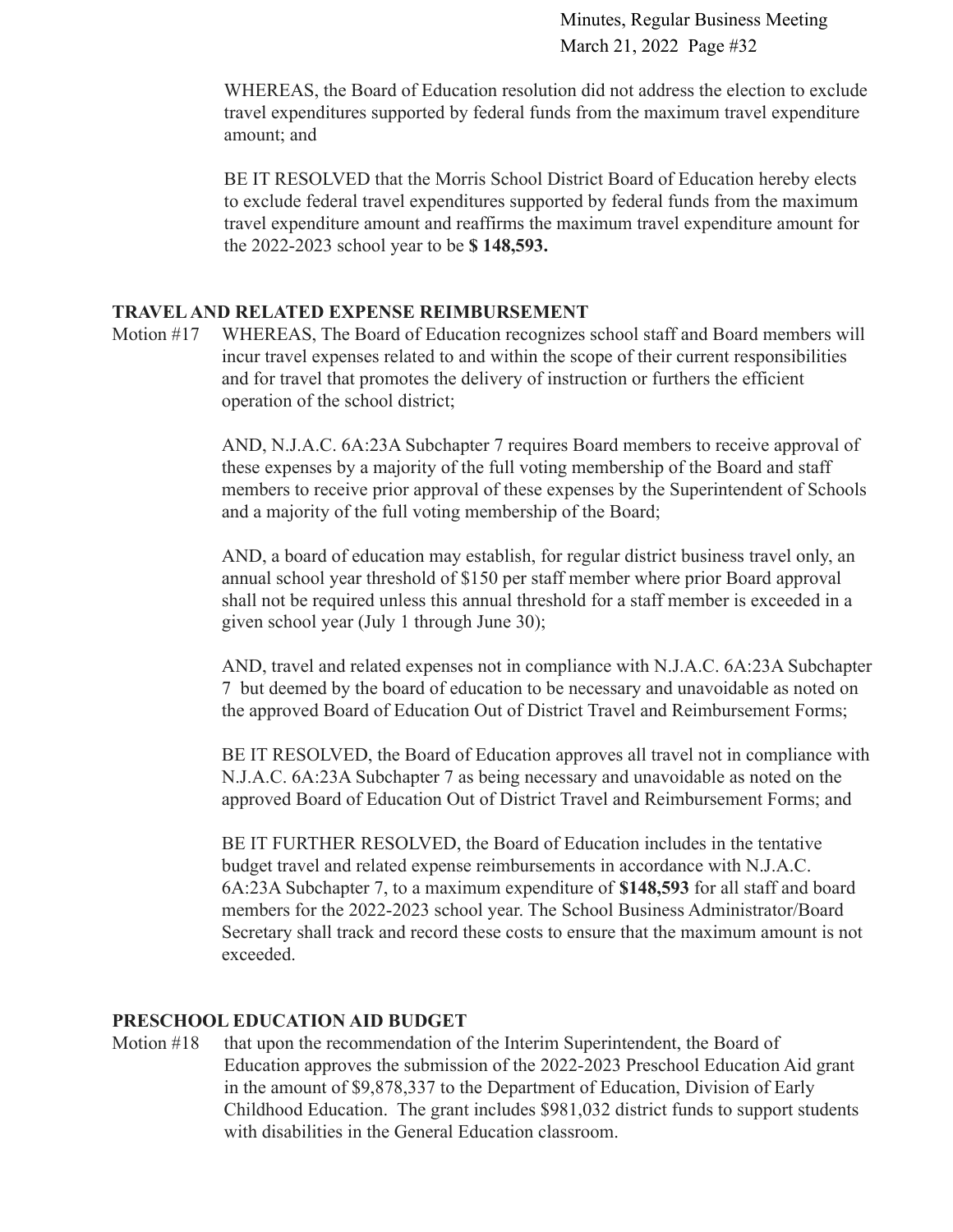WHEREAS, the Board of Education resolution did not address the election to exclude travel expenditures supported by federal funds from the maximum travel expenditure amount; and

BE IT RESOLVED that the Morris School District Board of Education hereby elects to exclude federal travel expenditures supported by federal funds from the maximum travel expenditure amount and reaffirms the maximum travel expenditure amount for the 2022-2023 school year to be **$ 148,593.**

## TRAVEL AND RELATED EXPENSE REIMBURSEMENT

Motion #17 WHEREAS, The Board of Education recognizes school staff and Board members will incur travel expenses related to and within the scope of their current responsibilities and for travel that promotes the delivery of instruction or furthers the efficient operation of the school district;

AND, N.J.A.C. 6A:23A Subchapter 7 requires Board members to receive approval of these expenses by a majority of the full voting membership of the Board and staff members to receive prior approval of these expenses by the Superintendent of Schools and a majority of the full voting membership of the Board;

AND, a board of education may establish, for regular district business travel only, an annual school year threshold of $150 per staff member where prior Board approval shall not be required unless this annual threshold for a staff member is exceeded in a given school year (July 1 through June 30);

AND, travel and related expenses not in compliance with N.J.A.C. 6A:23A Subchapter 7 but deemed by the board of education to be necessary and unavoidable as noted on the approved Board of Education Out of District Travel and Reimbursement Forms;

BE IT RESOLVED, the Board of Education approves all travel not in compliance with N.J.A.C. 6A:23A Subchapter 7 as being necessary and unavoidable as noted on the approved Board of Education Out of District Travel and Reimbursement Forms; and

BE IT FURTHER RESOLVED, the Board of Education includes in the tentative budget travel and related expense reimbursements in accordance with N.J.A.C. 6A:23A Subchapter 7, to a maximum expenditure of **$148,593** for all staff and board members for the 2022-2023 school year. The School Business Administrator/Board Secretary shall track and record these costs to ensure that the maximum amount is not exceeded.

## PRESCHOOL EDUCATION AID BUDGET

Motion #18 that upon the recommendation of the Interim Superintendent, the Board of Education approves the submission of the 2022-2023 Preschool Education Aid grant in the amount of $9,878,337 to the Department of Education, Division of Early Childhood Education. The grant includes $981,032 district funds to support students with disabilities in the General Education classroom.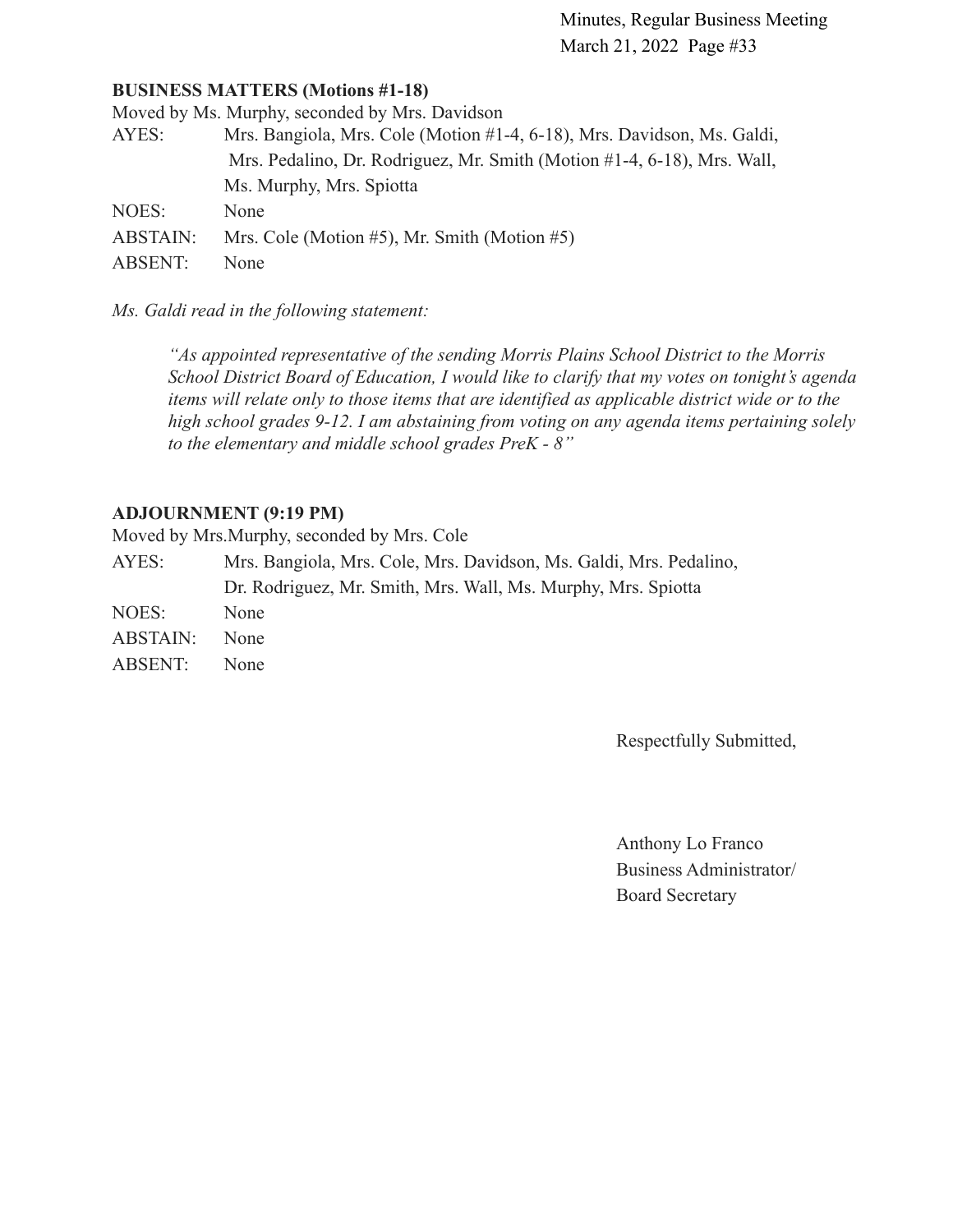**BUSINESS MATTERS (Motions #1-18)**

Moved by Ms. Murphy, seconded by Mrs. Davidson

| | |
|---|---|
| AYES: | Mrs. Bangiola, Mrs. Cole (Motion #1-4, 6-18), Mrs. Davidson, Ms. Galdi, Mrs. Pedalino, Dr. Rodriguez, Mr. Smith (Motion #1-4, 6-18), Mrs. Wall, Ms. Murphy, Mrs. Spiotta |
| NOES: | None |
| ABSTAIN: | Mrs. Cole (Motion #5), Mr. Smith (Motion #5) |
| ABSENT: | None |

*Ms. Galdi read in the following statement:*

> *"As appointed representative of the sending Morris Plains School District to the Morris School District Board of Education, I would like to clarify that my votes on tonight's agenda items will relate only to those items that are identified as applicable district wide or to the high school grades 9-12. I am abstaining from voting on any agenda items pertaining solely to the elementary and middle school grades PreK - 8"*

**ADJOURNMENT (9:19 PM)**

Moved by Mrs.Murphy, seconded by Mrs. Cole

| | |
|---|---|
| AYES: | Mrs. Bangiola, Mrs. Cole, Mrs. Davidson, Ms. Galdi, Mrs. Pedalino, Dr. Rodriguez, Mr. Smith, Mrs. Wall, Ms. Murphy, Mrs. Spiotta |
| NOES: | None |
| ABSTAIN: | None |
| ABSENT: | None |

Respectfully Submitted,

Anthony Lo Franco
Business Administrator/
Board Secretary